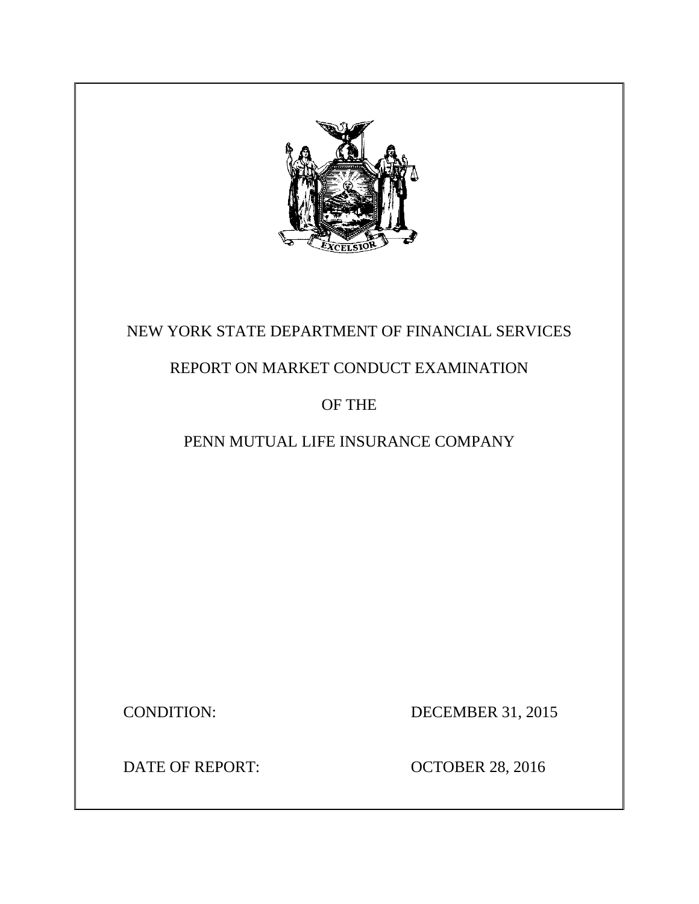NEW YORK STATE DEPARTMENT OF FINANCIAL SERVICES

REPORT ON MARKET CONDUCT EXAMINATION

OF THE

PENN MUTUAL LIFE INSURANCE COMPANY

CONDITION: DECEMBER 31, 2015

DATE OF REPORT: OCTOBER 28, 2016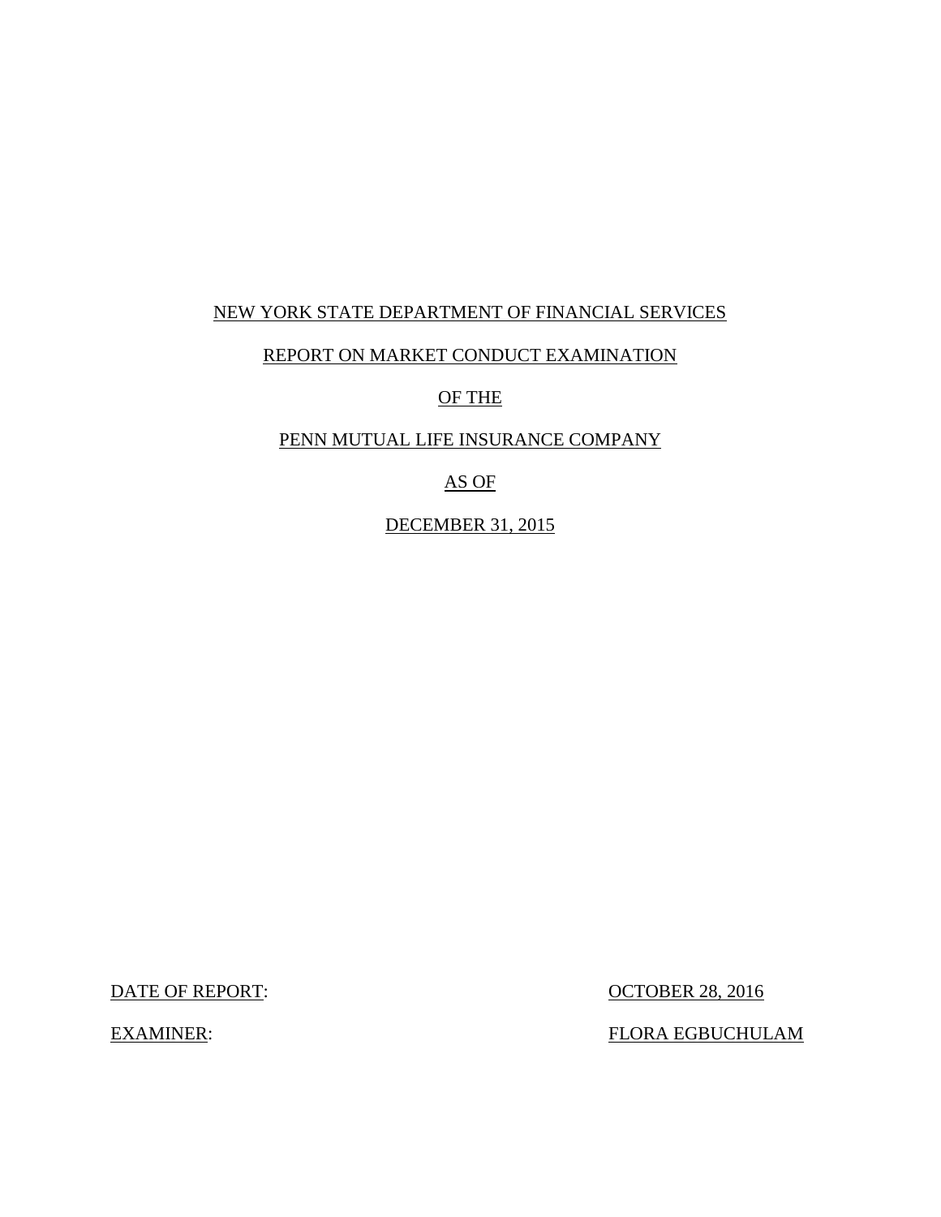NEW YORK STATE DEPARTMENT OF FINANCIAL SERVICES

REPORT ON MARKET CONDUCT EXAMINATION

OF THE

PENN MUTUAL LIFE INSURANCE COMPANY

AS OF

DECEMBER 31, 2015

DATE OF REPORT: OCTOBER 28, 2016

EXAMINER: FLORA EGBUCHULAM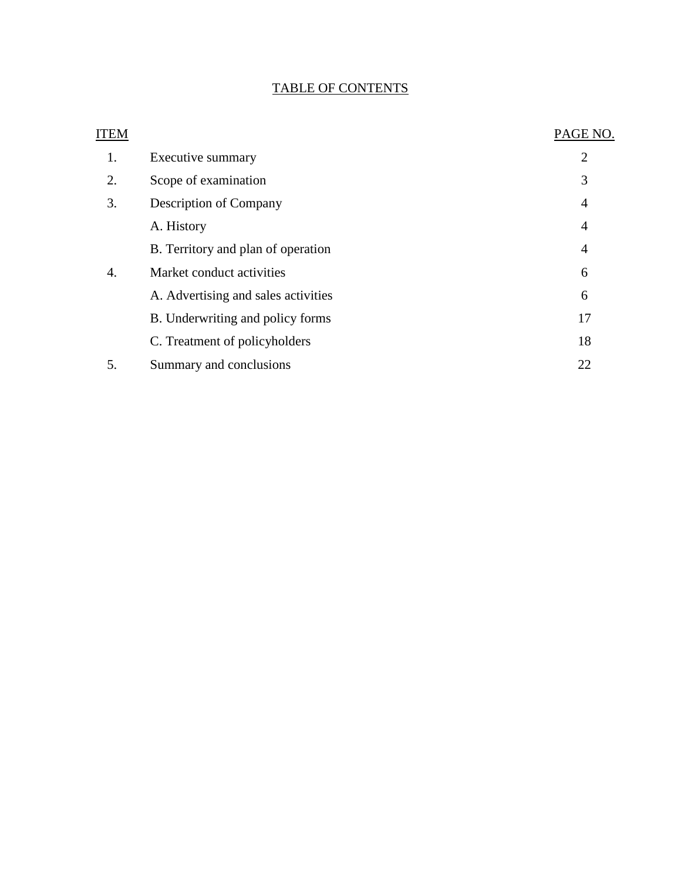# TABLE OF CONTENTS

| ITEM | | PAGE NO. |
|---|---|---|
| 1. | Executive summary | 2 |
| 2. | Scope of examination | 3 |
| 3. | Description of Company | 4 |
| | A. History | 4 |
| | B. Territory and plan of operation | 4 |
| 4. | Market conduct activities | 6 |
| | A. Advertising and sales activities | 6 |
| | B. Underwriting and policy forms | 17 |
| | C. Treatment of policyholders | 18 |
| 5. | Summary and conclusions | 22 |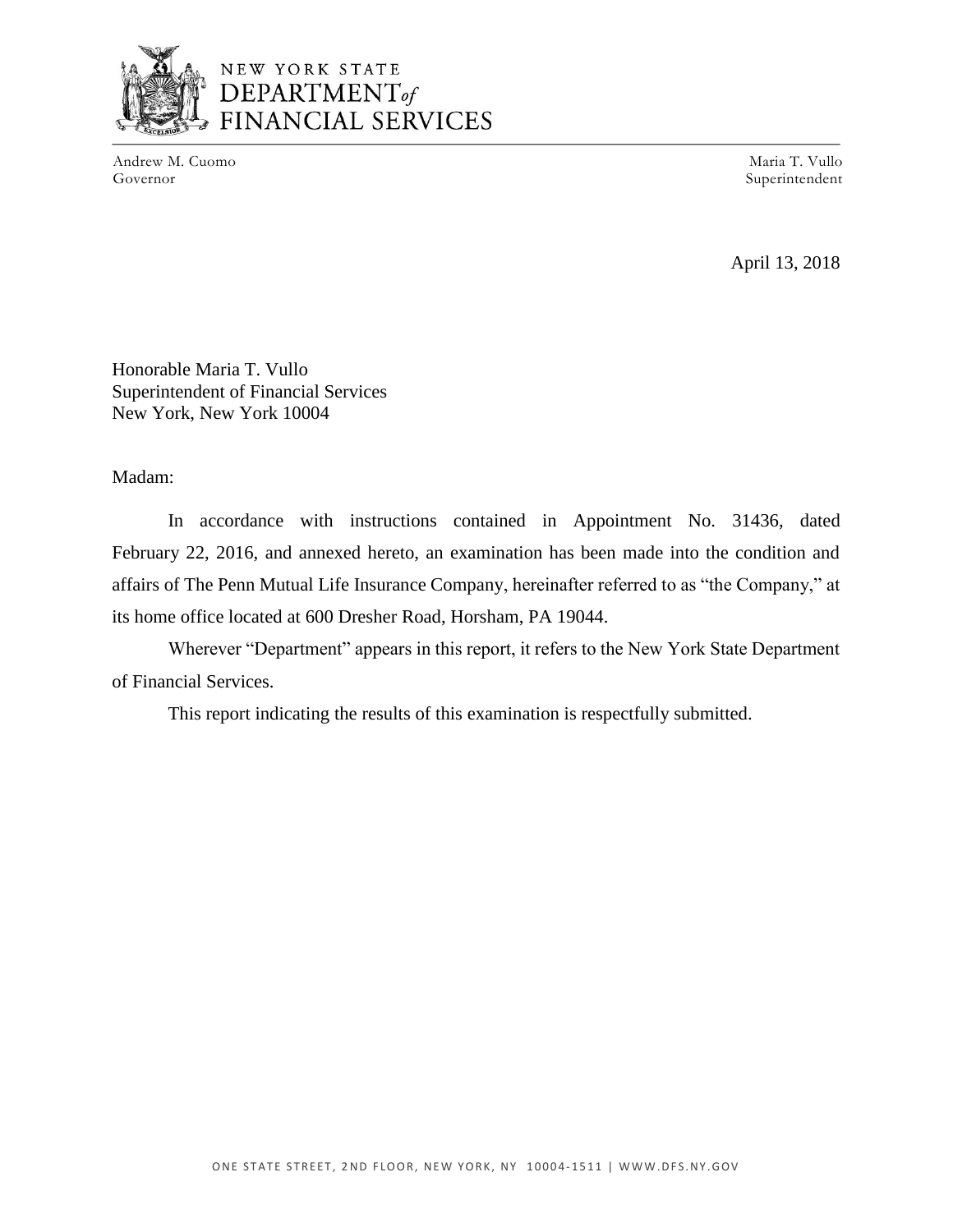NEW YORK STATE
DEPARTMENT of
FINANCIAL SERVICES

Andrew M. Cuomo
Governor

Maria T. Vullo
Superintendent

April 13, 2018

Honorable Maria T. Vullo
Superintendent of Financial Services
New York, New York 10004

Madam:

In accordance with instructions contained in Appointment No. 31436, dated February 22, 2016, and annexed hereto, an examination has been made into the condition and affairs of The Penn Mutual Life Insurance Company, hereinafter referred to as "the Company," at its home office located at 600 Dresher Road, Horsham, PA 19044.

Wherever "Department" appears in this report, it refers to the New York State Department of Financial Services.

This report indicating the results of this examination is respectfully submitted.

ONE STATE STREET, 2ND FLOOR, NEW YORK, NY 10004-1511 | WWW.DFS.NY.GOV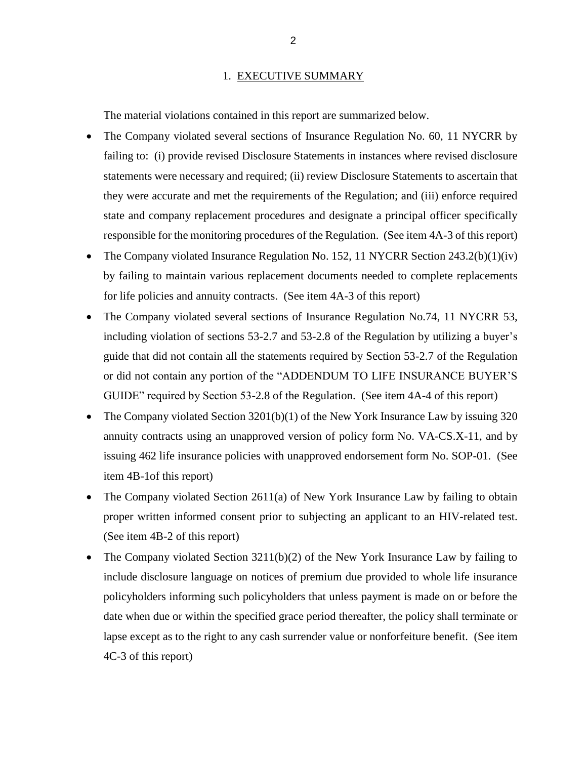## 1. EXECUTIVE SUMMARY

The material violations contained in this report are summarized below.

- The Company violated several sections of Insurance Regulation No. 60, 11 NYCRR by failing to: (i) provide revised Disclosure Statements in instances where revised disclosure statements were necessary and required; (ii) review Disclosure Statements to ascertain that they were accurate and met the requirements of the Regulation; and (iii) enforce required state and company replacement procedures and designate a principal officer specifically responsible for the monitoring procedures of the Regulation. (See item 4A-3 of this report)
- The Company violated Insurance Regulation No. 152, 11 NYCRR Section 243.2(b)(1)(iv) by failing to maintain various replacement documents needed to complete replacements for life policies and annuity contracts. (See item 4A-3 of this report)
- The Company violated several sections of Insurance Regulation No.74, 11 NYCRR 53, including violation of sections 53-2.7 and 53-2.8 of the Regulation by utilizing a buyer's guide that did not contain all the statements required by Section 53-2.7 of the Regulation or did not contain any portion of the "ADDENDUM TO LIFE INSURANCE BUYER'S GUIDE" required by Section 53-2.8 of the Regulation. (See item 4A-4 of this report)
- The Company violated Section 3201(b)(1) of the New York Insurance Law by issuing 320 annuity contracts using an unapproved version of policy form No. VA-CS.X-11, and by issuing 462 life insurance policies with unapproved endorsement form No. SOP-01. (See item 4B-1of this report)
- The Company violated Section 2611(a) of New York Insurance Law by failing to obtain proper written informed consent prior to subjecting an applicant to an HIV-related test. (See item 4B-2 of this report)
- The Company violated Section 3211(b)(2) of the New York Insurance Law by failing to include disclosure language on notices of premium due provided to whole life insurance policyholders informing such policyholders that unless payment is made on or before the date when due or within the specified grace period thereafter, the policy shall terminate or lapse except as to the right to any cash surrender value or nonforfeiture benefit. (See item 4C-3 of this report)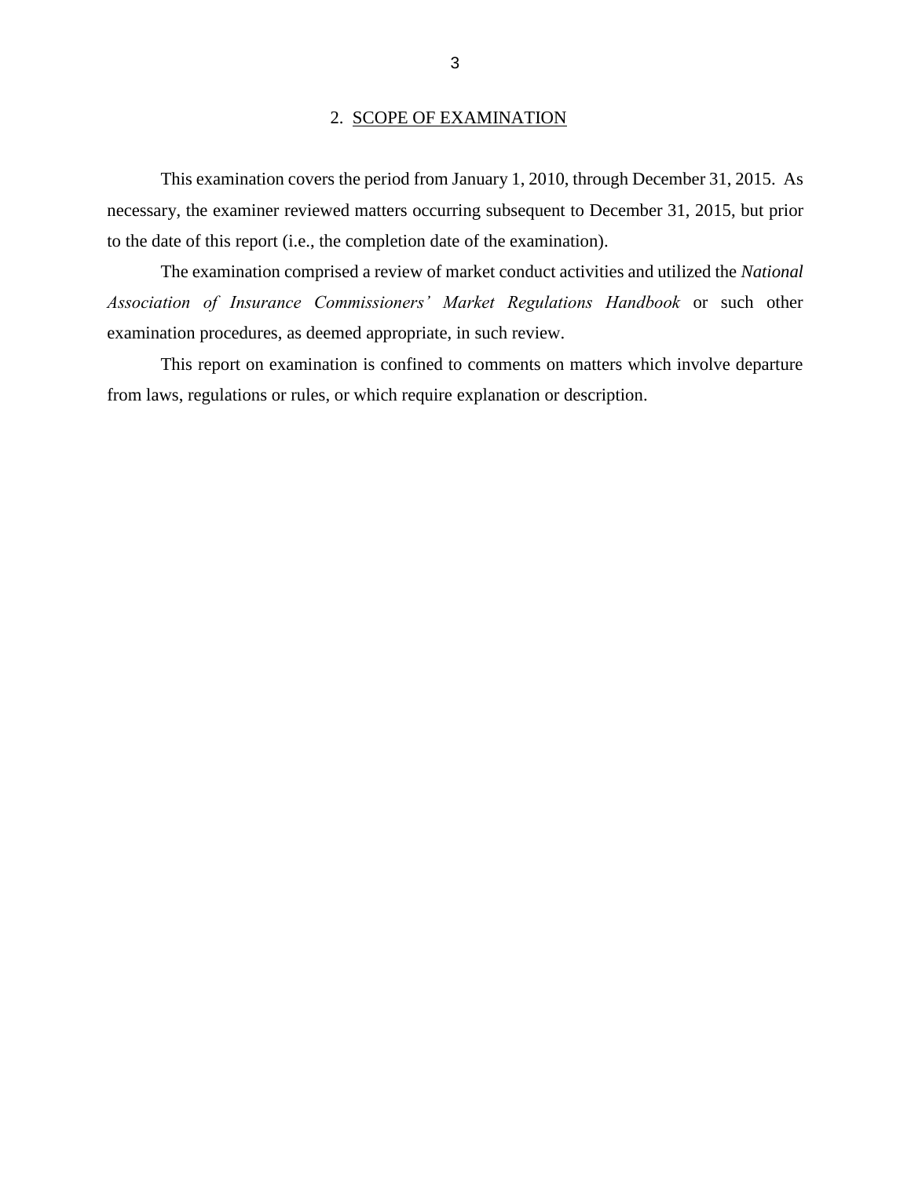## 2. SCOPE OF EXAMINATION

This examination covers the period from January 1, 2010, through December 31, 2015. As necessary, the examiner reviewed matters occurring subsequent to December 31, 2015, but prior to the date of this report (i.e., the completion date of the examination).

The examination comprised a review of market conduct activities and utilized the *National Association of Insurance Commissioners' Market Regulations Handbook* or such other examination procedures, as deemed appropriate, in such review.

This report on examination is confined to comments on matters which involve departure from laws, regulations or rules, or which require explanation or description.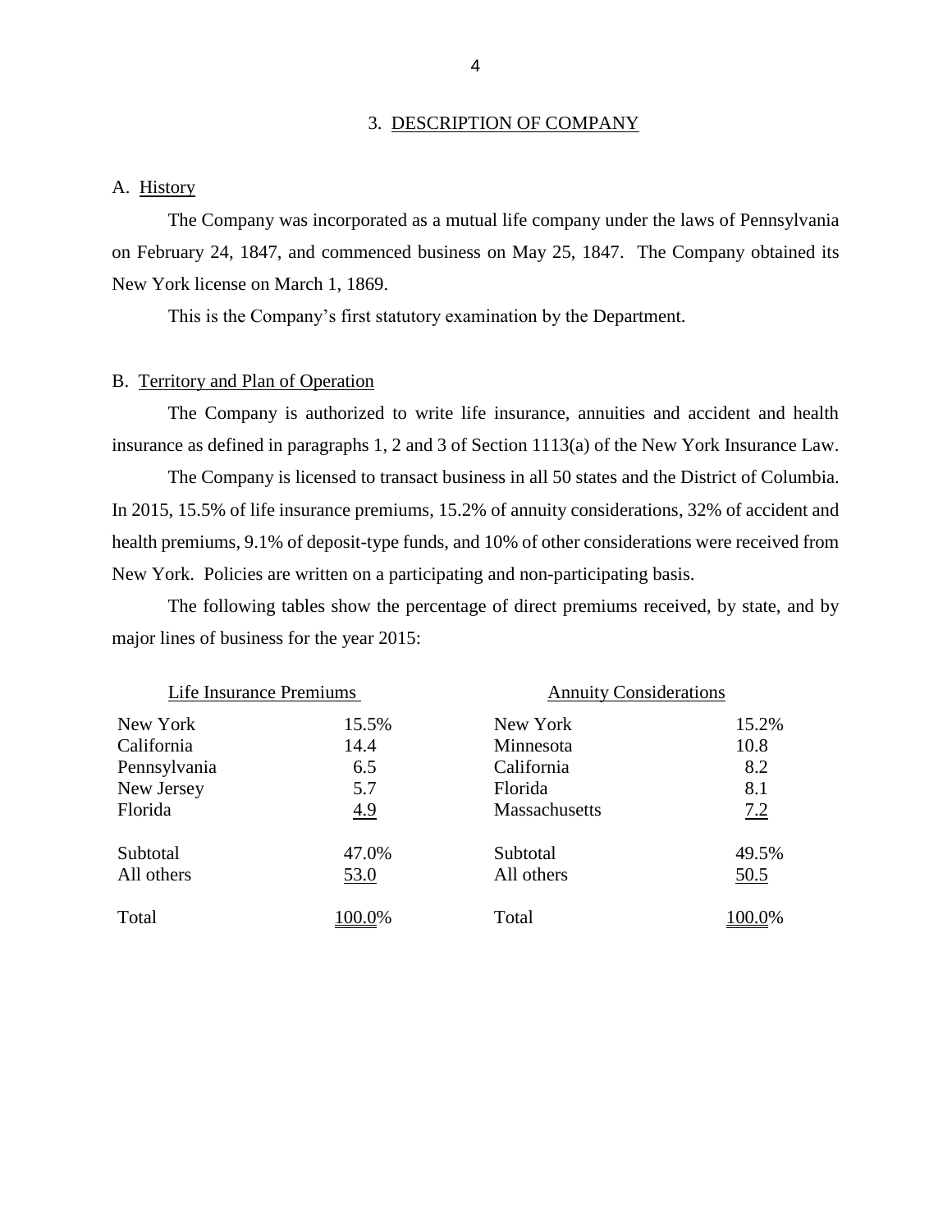## 3. DESCRIPTION OF COMPANY

### A. History

The Company was incorporated as a mutual life company under the laws of Pennsylvania on February 24, 1847, and commenced business on May 25, 1847. The Company obtained its New York license on March 1, 1869.

This is the Company's first statutory examination by the Department.

### B. Territory and Plan of Operation

The Company is authorized to write life insurance, annuities and accident and health insurance as defined in paragraphs 1, 2 and 3 of Section 1113(a) of the New York Insurance Law.

The Company is licensed to transact business in all 50 states and the District of Columbia. In 2015, 15.5% of life insurance premiums, 15.2% of annuity considerations, 32% of accident and health premiums, 9.1% of deposit-type funds, and 10% of other considerations were received from New York. Policies are written on a participating and non-participating basis.

The following tables show the percentage of direct premiums received, by state, and by major lines of business for the year 2015:

| Life Insurance Premiums | | Annuity Considerations | |
|---|---|---|---|
| New York | 15.5% | New York | 15.2% |
| California | 14.4 | Minnesota | 10.8 |
| Pennsylvania | 6.5 | California | 8.2 |
| New Jersey | 5.7 | Florida | 8.1 |
| Florida | 4.9 | Massachusetts | 7.2 |
| Subtotal | 47.0% | Subtotal | 49.5% |
| All others | 53.0 | All others | 50.5 |
| Total | 100.0% | Total | 100.0% |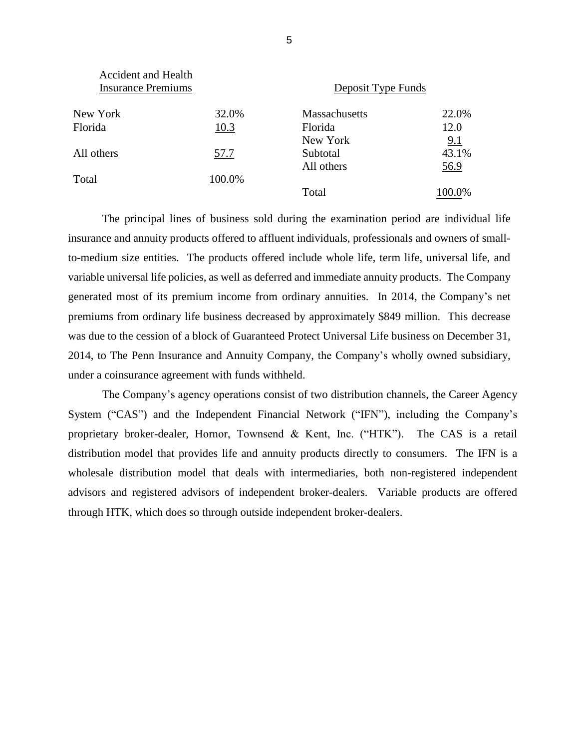| Accident and Health Insurance Premiums | |
|---|---|
| New York | 32.0% |
| Florida | 10.3 |
| All others | 57.7 |
| Total | 100.0% |

| Deposit Type Funds | |
|---|---|
| Massachusetts | 22.0% |
| Florida | 12.0 |
| New York | 9.1 |
| Subtotal | 43.1% |
| All others | 56.9 |
| Total | 100.0% |

The principal lines of business sold during the examination period are individual life insurance and annuity products offered to affluent individuals, professionals and owners of small-to-medium size entities. The products offered include whole life, term life, universal life, and variable universal life policies, as well as deferred and immediate annuity products. The Company generated most of its premium income from ordinary annuities. In 2014, the Company's net premiums from ordinary life business decreased by approximately $849 million. This decrease was due to the cession of a block of Guaranteed Protect Universal Life business on December 31, 2014, to The Penn Insurance and Annuity Company, the Company's wholly owned subsidiary, under a coinsurance agreement with funds withheld.

The Company's agency operations consist of two distribution channels, the Career Agency System ("CAS") and the Independent Financial Network ("IFN"), including the Company's proprietary broker-dealer, Hornor, Townsend & Kent, Inc. ("HTK"). The CAS is a retail distribution model that provides life and annuity products directly to consumers. The IFN is a wholesale distribution model that deals with intermediaries, both non-registered independent advisors and registered advisors of independent broker-dealers. Variable products are offered through HTK, which does so through outside independent broker-dealers.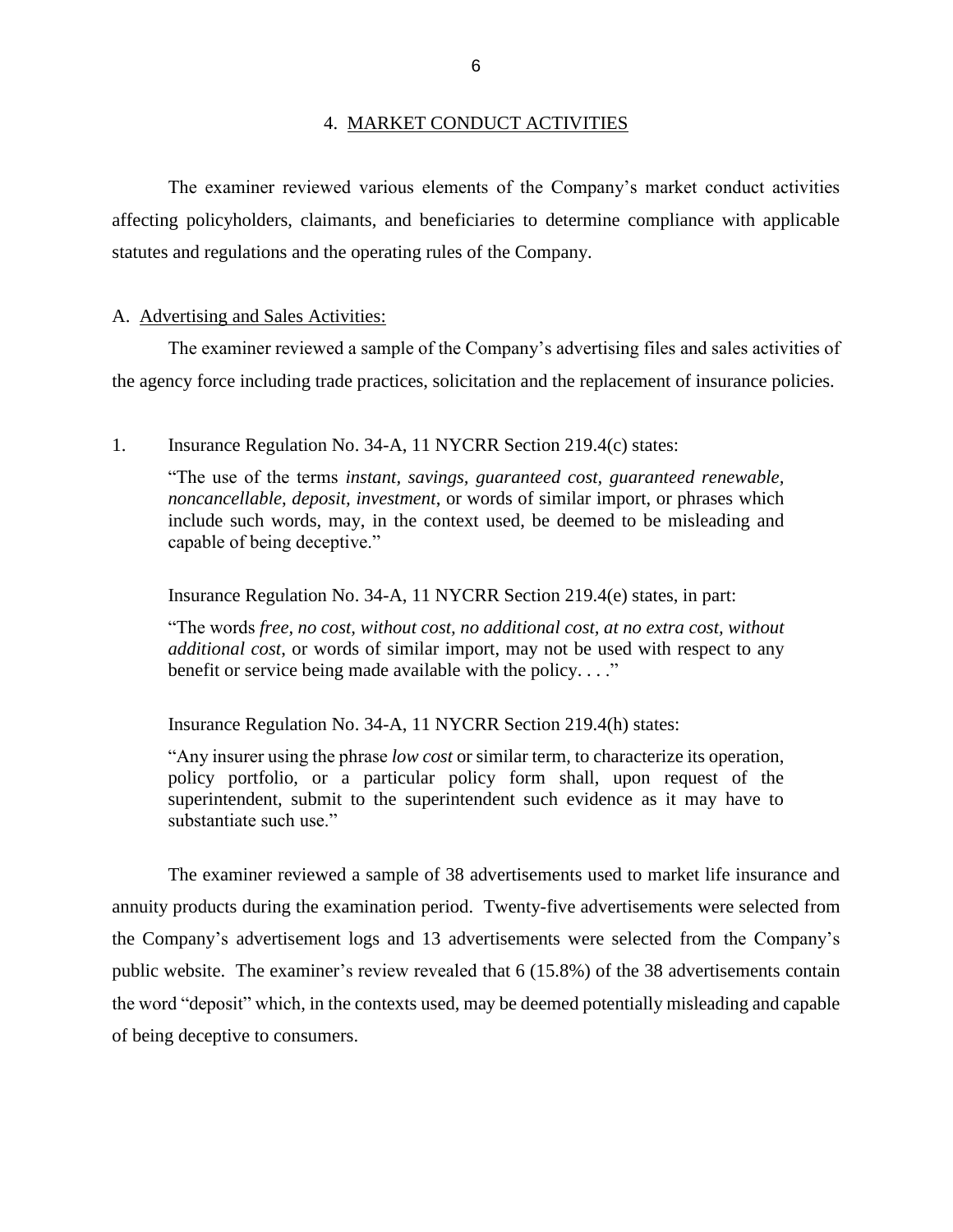## 4. MARKET CONDUCT ACTIVITIES

The examiner reviewed various elements of the Company's market conduct activities affecting policyholders, claimants, and beneficiaries to determine compliance with applicable statutes and regulations and the operating rules of the Company.

### A. Advertising and Sales Activities:

The examiner reviewed a sample of the Company's advertising files and sales activities of the agency force including trade practices, solicitation and the replacement of insurance policies.

1. Insurance Regulation No. 34-A, 11 NYCRR Section 219.4(c) states:

> "The use of the terms *instant, savings, guaranteed cost, guaranteed renewable, noncancellable, deposit, investment*, or words of similar import, or phrases which include such words, may, in the context used, be deemed to be misleading and capable of being deceptive."

Insurance Regulation No. 34-A, 11 NYCRR Section 219.4(e) states, in part:

> "The words *free, no cost, without cost, no additional cost, at no extra cost, without additional cost*, or words of similar import, may not be used with respect to any benefit or service being made available with the policy. . . ."

Insurance Regulation No. 34-A, 11 NYCRR Section 219.4(h) states:

> "Any insurer using the phrase *low cost* or similar term, to characterize its operation, policy portfolio, or a particular policy form shall, upon request of the superintendent, submit to the superintendent such evidence as it may have to substantiate such use."

The examiner reviewed a sample of 38 advertisements used to market life insurance and annuity products during the examination period. Twenty-five advertisements were selected from the Company's advertisement logs and 13 advertisements were selected from the Company's public website. The examiner's review revealed that 6 (15.8%) of the 38 advertisements contain the word "deposit" which, in the contexts used, may be deemed potentially misleading and capable of being deceptive to consumers.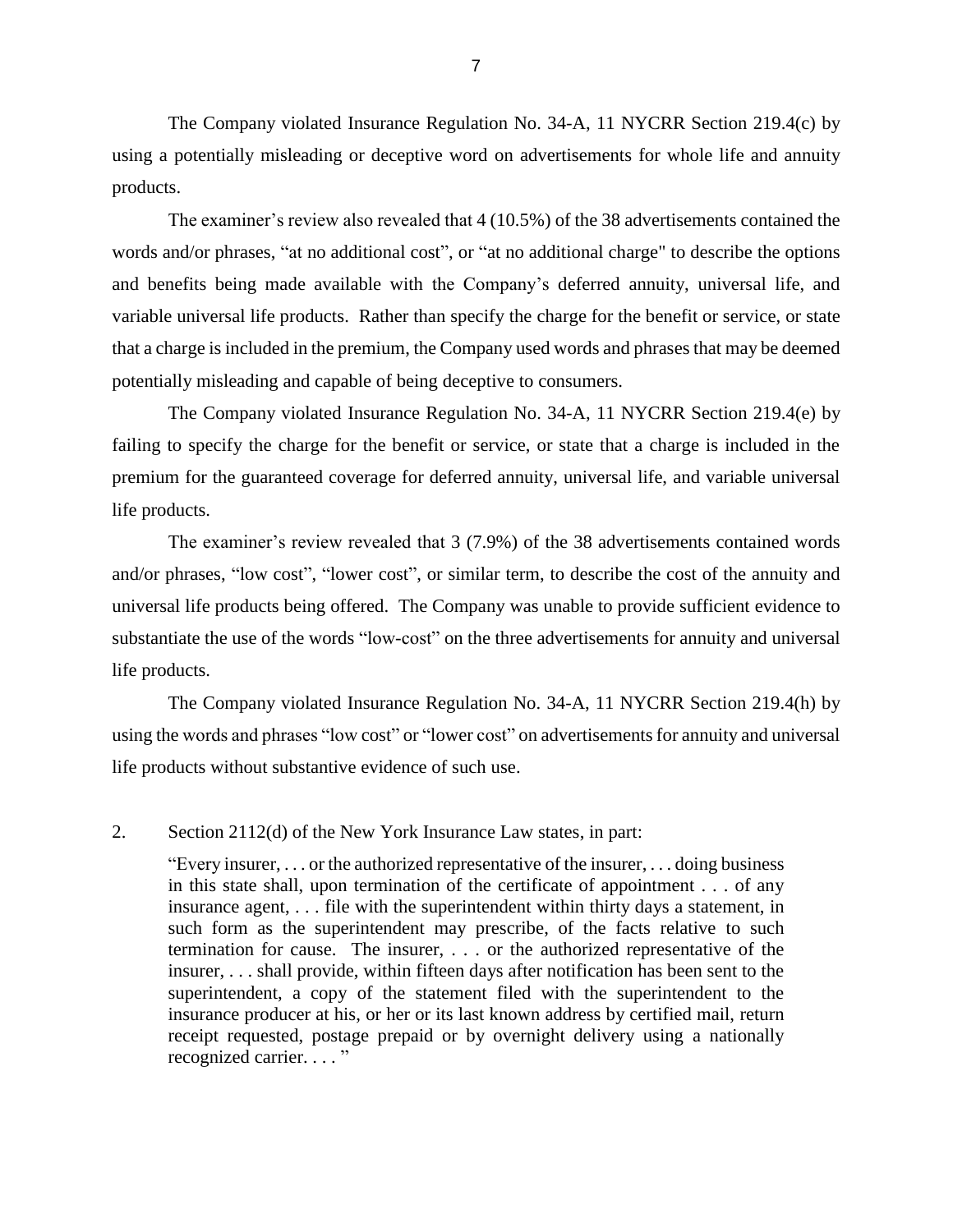The Company violated Insurance Regulation No. 34-A, 11 NYCRR Section 219.4(c) by using a potentially misleading or deceptive word on advertisements for whole life and annuity products.

The examiner's review also revealed that 4 (10.5%) of the 38 advertisements contained the words and/or phrases, "at no additional cost", or "at no additional charge" to describe the options and benefits being made available with the Company's deferred annuity, universal life, and variable universal life products. Rather than specify the charge for the benefit or service, or state that a charge is included in the premium, the Company used words and phrases that may be deemed potentially misleading and capable of being deceptive to consumers.

The Company violated Insurance Regulation No. 34-A, 11 NYCRR Section 219.4(e) by failing to specify the charge for the benefit or service, or state that a charge is included in the premium for the guaranteed coverage for deferred annuity, universal life, and variable universal life products.

The examiner's review revealed that 3 (7.9%) of the 38 advertisements contained words and/or phrases, "low cost", "lower cost", or similar term, to describe the cost of the annuity and universal life products being offered. The Company was unable to provide sufficient evidence to substantiate the use of the words "low-cost" on the three advertisements for annuity and universal life products.

The Company violated Insurance Regulation No. 34-A, 11 NYCRR Section 219.4(h) by using the words and phrases "low cost" or "lower cost" on advertisements for annuity and universal life products without substantive evidence of such use.

2. Section 2112(d) of the New York Insurance Law states, in part:

> "Every insurer, . . . or the authorized representative of the insurer, . . . doing business in this state shall, upon termination of the certificate of appointment . . . of any insurance agent, . . . file with the superintendent within thirty days a statement, in such form as the superintendent may prescribe, of the facts relative to such termination for cause. The insurer, . . . or the authorized representative of the insurer, . . . shall provide, within fifteen days after notification has been sent to the superintendent, a copy of the statement filed with the superintendent to the insurance producer at his, or her or its last known address by certified mail, return receipt requested, postage prepaid or by overnight delivery using a nationally recognized carrier. . . . "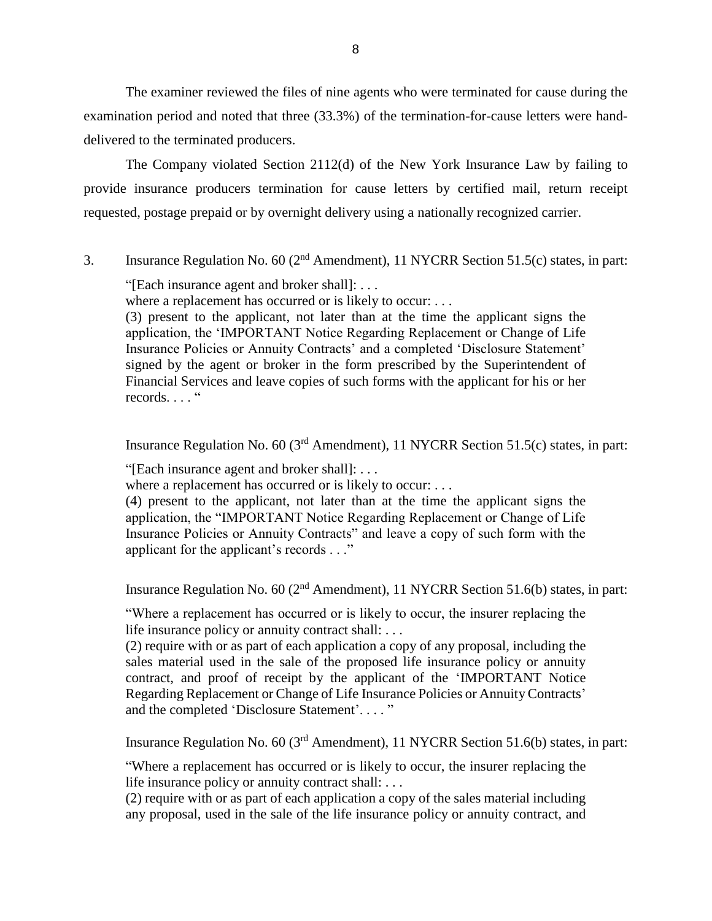The examiner reviewed the files of nine agents who were terminated for cause during the examination period and noted that three (33.3%) of the termination-for-cause letters were hand-delivered to the terminated producers.

The Company violated Section 2112(d) of the New York Insurance Law by failing to provide insurance producers termination for cause letters by certified mail, return receipt requested, postage prepaid or by overnight delivery using a nationally recognized carrier.

3. Insurance Regulation No. 60 (2nd Amendment), 11 NYCRR Section 51.5(c) states, in part:

> "[Each insurance agent and broker shall]: . . .
> where a replacement has occurred or is likely to occur: . . .
> (3) present to the applicant, not later than at the time the applicant signs the application, the 'IMPORTANT Notice Regarding Replacement or Change of Life Insurance Policies or Annuity Contracts' and a completed 'Disclosure Statement' signed by the agent or broker in the form prescribed by the Superintendent of Financial Services and leave copies of such forms with the applicant for his or her records. . . . "

Insurance Regulation No. 60 (3rd Amendment), 11 NYCRR Section 51.5(c) states, in part:

> "[Each insurance agent and broker shall]: . . .
> where a replacement has occurred or is likely to occur: . . .
> (4) present to the applicant, not later than at the time the applicant signs the application, the "IMPORTANT Notice Regarding Replacement or Change of Life Insurance Policies or Annuity Contracts" and leave a copy of such form with the applicant for the applicant's records . . ."

Insurance Regulation No. 60 (2nd Amendment), 11 NYCRR Section 51.6(b) states, in part:

> "Where a replacement has occurred or is likely to occur, the insurer replacing the life insurance policy or annuity contract shall: . . .
> (2) require with or as part of each application a copy of any proposal, including the sales material used in the sale of the proposed life insurance policy or annuity contract, and proof of receipt by the applicant of the 'IMPORTANT Notice Regarding Replacement or Change of Life Insurance Policies or Annuity Contracts' and the completed 'Disclosure Statement'. . . . "

Insurance Regulation No. 60 (3rd Amendment), 11 NYCRR Section 51.6(b) states, in part:

> "Where a replacement has occurred or is likely to occur, the insurer replacing the life insurance policy or annuity contract shall: . . .
> (2) require with or as part of each application a copy of the sales material including any proposal, used in the sale of the life insurance policy or annuity contract, and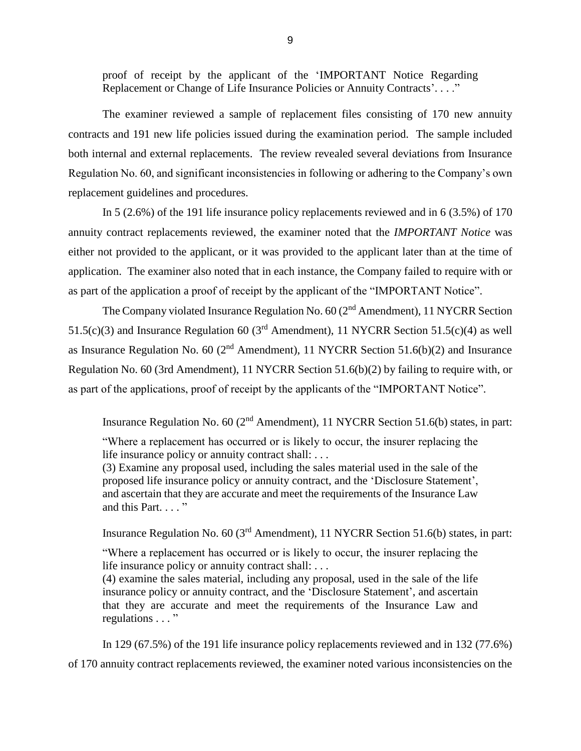> proof of receipt by the applicant of the 'IMPORTANT Notice Regarding Replacement or Change of Life Insurance Policies or Annuity Contracts'. . . ."

The examiner reviewed a sample of replacement files consisting of 170 new annuity contracts and 191 new life policies issued during the examination period. The sample included both internal and external replacements. The review revealed several deviations from Insurance Regulation No. 60, and significant inconsistencies in following or adhering to the Company's own replacement guidelines and procedures.

In 5 (2.6%) of the 191 life insurance policy replacements reviewed and in 6 (3.5%) of 170 annuity contract replacements reviewed, the examiner noted that the *IMPORTANT Notice* was either not provided to the applicant, or it was provided to the applicant later than at the time of application. The examiner also noted that in each instance, the Company failed to require with or as part of the application a proof of receipt by the applicant of the "IMPORTANT Notice".

The Company violated Insurance Regulation No. 60 (2nd Amendment), 11 NYCRR Section 51.5(c)(3) and Insurance Regulation 60 (3rd Amendment), 11 NYCRR Section 51.5(c)(4) as well as Insurance Regulation No. 60 (2nd Amendment), 11 NYCRR Section 51.6(b)(2) and Insurance Regulation No. 60 (3rd Amendment), 11 NYCRR Section 51.6(b)(2) by failing to require with, or as part of the applications, proof of receipt by the applicants of the "IMPORTANT Notice".

Insurance Regulation No. 60 (2nd Amendment), 11 NYCRR Section 51.6(b) states, in part:

> "Where a replacement has occurred or is likely to occur, the insurer replacing the life insurance policy or annuity contract shall: . . .
> (3) Examine any proposal used, including the sales material used in the sale of the proposed life insurance policy or annuity contract, and the 'Disclosure Statement', and ascertain that they are accurate and meet the requirements of the Insurance Law and this Part. . . . "

Insurance Regulation No. 60 (3rd Amendment), 11 NYCRR Section 51.6(b) states, in part:

> "Where a replacement has occurred or is likely to occur, the insurer replacing the life insurance policy or annuity contract shall: . . .
> (4) examine the sales material, including any proposal, used in the sale of the life insurance policy or annuity contract, and the 'Disclosure Statement', and ascertain that they are accurate and meet the requirements of the Insurance Law and regulations . . . "

In 129 (67.5%) of the 191 life insurance policy replacements reviewed and in 132 (77.6%) of 170 annuity contract replacements reviewed, the examiner noted various inconsistencies on the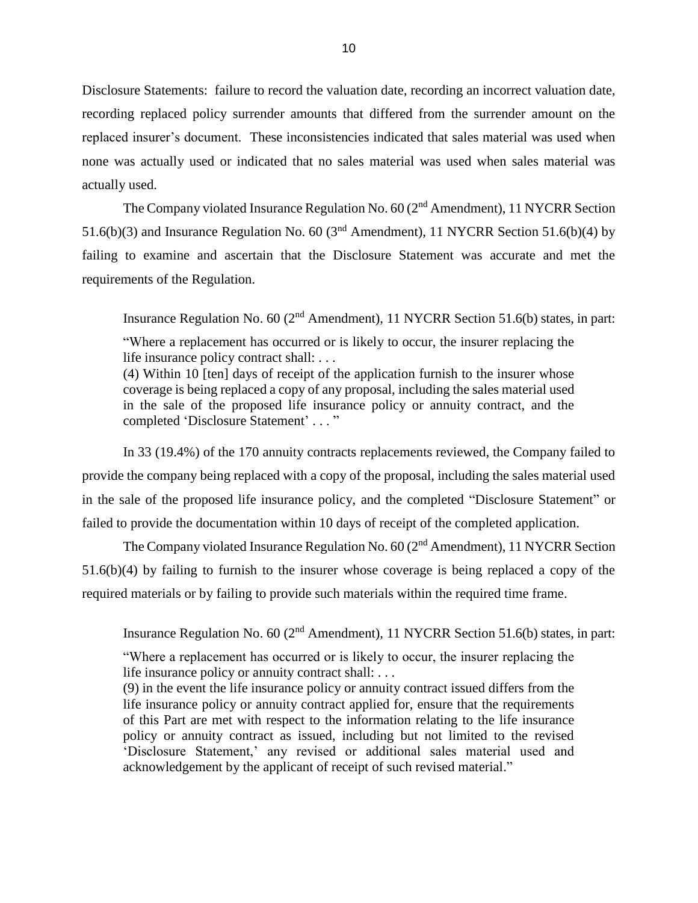Disclosure Statements: failure to record the valuation date, recording an incorrect valuation date, recording replaced policy surrender amounts that differed from the surrender amount on the replaced insurer's document. These inconsistencies indicated that sales material was used when none was actually used or indicated that no sales material was used when sales material was actually used.

The Company violated Insurance Regulation No. 60 (2nd Amendment), 11 NYCRR Section 51.6(b)(3) and Insurance Regulation No. 60 (3nd Amendment), 11 NYCRR Section 51.6(b)(4) by failing to examine and ascertain that the Disclosure Statement was accurate and met the requirements of the Regulation.

> Insurance Regulation No. 60 (2nd Amendment), 11 NYCRR Section 51.6(b) states, in part:
>
> "Where a replacement has occurred or is likely to occur, the insurer replacing the life insurance policy contract shall: . . .
> (4) Within 10 [ten] days of receipt of the application furnish to the insurer whose coverage is being replaced a copy of any proposal, including the sales material used in the sale of the proposed life insurance policy or annuity contract, and the completed 'Disclosure Statement' . . . "

In 33 (19.4%) of the 170 annuity contracts replacements reviewed, the Company failed to provide the company being replaced with a copy of the proposal, including the sales material used in the sale of the proposed life insurance policy, and the completed "Disclosure Statement" or failed to provide the documentation within 10 days of receipt of the completed application.

The Company violated Insurance Regulation No. 60 (2nd Amendment), 11 NYCRR Section 51.6(b)(4) by failing to furnish to the insurer whose coverage is being replaced a copy of the required materials or by failing to provide such materials within the required time frame.

> Insurance Regulation No. 60 (2nd Amendment), 11 NYCRR Section 51.6(b) states, in part:
>
> "Where a replacement has occurred or is likely to occur, the insurer replacing the life insurance policy or annuity contract shall: . . .
> (9) in the event the life insurance policy or annuity contract issued differs from the life insurance policy or annuity contract applied for, ensure that the requirements of this Part are met with respect to the information relating to the life insurance policy or annuity contract as issued, including but not limited to the revised 'Disclosure Statement,' any revised or additional sales material used and acknowledgement by the applicant of receipt of such revised material."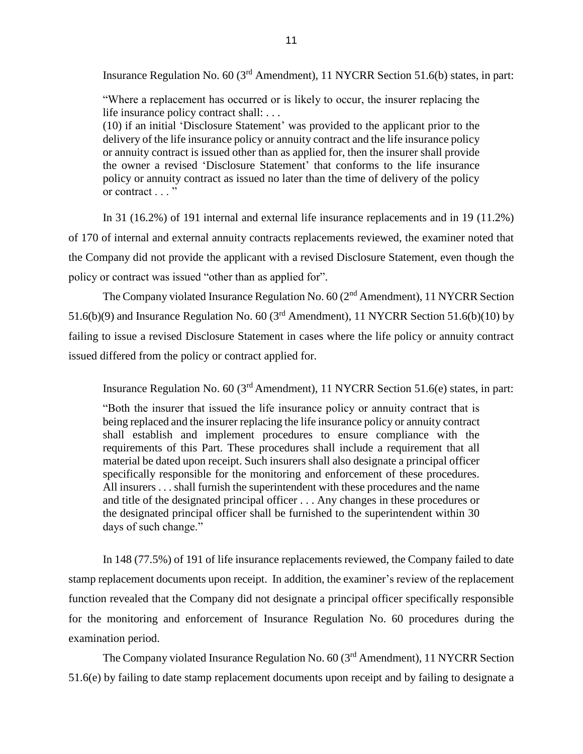Insurance Regulation No. 60 (3rd Amendment), 11 NYCRR Section 51.6(b) states, in part:

> "Where a replacement has occurred or is likely to occur, the insurer replacing the life insurance policy contract shall: . . .
> (10) if an initial 'Disclosure Statement' was provided to the applicant prior to the delivery of the life insurance policy or annuity contract and the life insurance policy or annuity contract is issued other than as applied for, then the insurer shall provide the owner a revised 'Disclosure Statement' that conforms to the life insurance policy or annuity contract as issued no later than the time of delivery of the policy or contract . . . "

In 31 (16.2%) of 191 internal and external life insurance replacements and in 19 (11.2%) of 170 of internal and external annuity contracts replacements reviewed, the examiner noted that the Company did not provide the applicant with a revised Disclosure Statement, even though the policy or contract was issued "other than as applied for".

The Company violated Insurance Regulation No. 60 (2nd Amendment), 11 NYCRR Section 51.6(b)(9) and Insurance Regulation No. 60 (3rd Amendment), 11 NYCRR Section 51.6(b)(10) by failing to issue a revised Disclosure Statement in cases where the life policy or annuity contract issued differed from the policy or contract applied for.

Insurance Regulation No. 60 (3rd Amendment), 11 NYCRR Section 51.6(e) states, in part:

> "Both the insurer that issued the life insurance policy or annuity contract that is being replaced and the insurer replacing the life insurance policy or annuity contract shall establish and implement procedures to ensure compliance with the requirements of this Part. These procedures shall include a requirement that all material be dated upon receipt. Such insurers shall also designate a principal officer specifically responsible for the monitoring and enforcement of these procedures. All insurers . . . shall furnish the superintendent with these procedures and the name and title of the designated principal officer . . . Any changes in these procedures or the designated principal officer shall be furnished to the superintendent within 30 days of such change."

In 148 (77.5%) of 191 of life insurance replacements reviewed, the Company failed to date stamp replacement documents upon receipt. In addition, the examiner's review of the replacement function revealed that the Company did not designate a principal officer specifically responsible for the monitoring and enforcement of Insurance Regulation No. 60 procedures during the examination period.

The Company violated Insurance Regulation No. 60 (3rd Amendment), 11 NYCRR Section 51.6(e) by failing to date stamp replacement documents upon receipt and by failing to designate a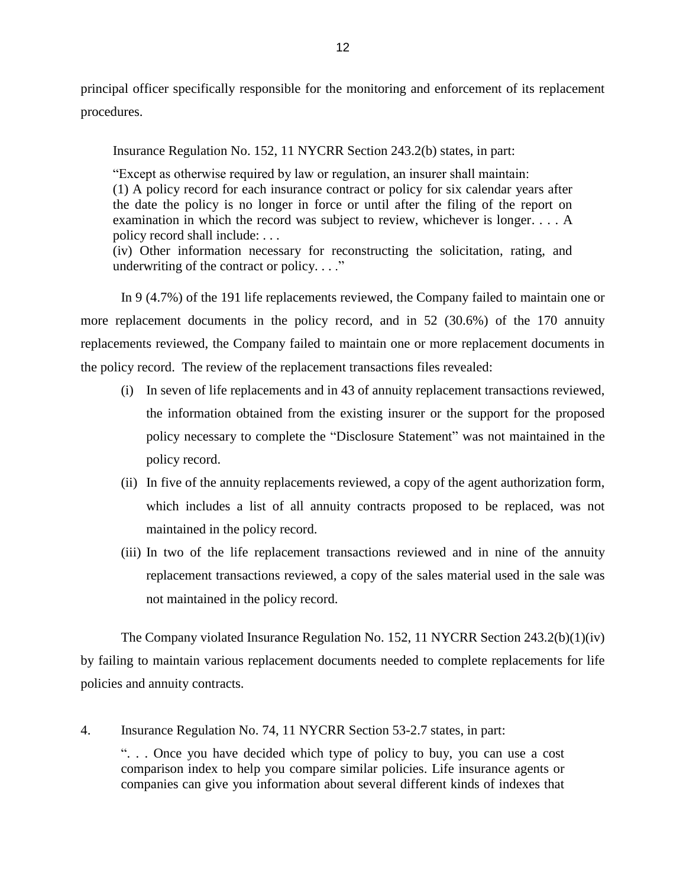principal officer specifically responsible for the monitoring and enforcement of its replacement procedures.

> Insurance Regulation No. 152, 11 NYCRR Section 243.2(b) states, in part:
>
> "Except as otherwise required by law or regulation, an insurer shall maintain:
> (1) A policy record for each insurance contract or policy for six calendar years after the date the policy is no longer in force or until after the filing of the report on examination in which the record was subject to review, whichever is longer. . . . A policy record shall include: . . .
> (iv) Other information necessary for reconstructing the solicitation, rating, and underwriting of the contract or policy. . . ."

In 9 (4.7%) of the 191 life replacements reviewed, the Company failed to maintain one or more replacement documents in the policy record, and in 52 (30.6%) of the 170 annuity replacements reviewed, the Company failed to maintain one or more replacement documents in the policy record. The review of the replacement transactions files revealed:

(i) In seven of life replacements and in 43 of annuity replacement transactions reviewed, the information obtained from the existing insurer or the support for the proposed policy necessary to complete the "Disclosure Statement" was not maintained in the policy record.

(ii) In five of the annuity replacements reviewed, a copy of the agent authorization form, which includes a list of all annuity contracts proposed to be replaced, was not maintained in the policy record.

(iii) In two of the life replacement transactions reviewed and in nine of the annuity replacement transactions reviewed, a copy of the sales material used in the sale was not maintained in the policy record.

The Company violated Insurance Regulation No. 152, 11 NYCRR Section 243.2(b)(1)(iv) by failing to maintain various replacement documents needed to complete replacements for life policies and annuity contracts.

4. Insurance Regulation No. 74, 11 NYCRR Section 53-2.7 states, in part:

> ". . . Once you have decided which type of policy to buy, you can use a cost comparison index to help you compare similar policies. Life insurance agents or companies can give you information about several different kinds of indexes that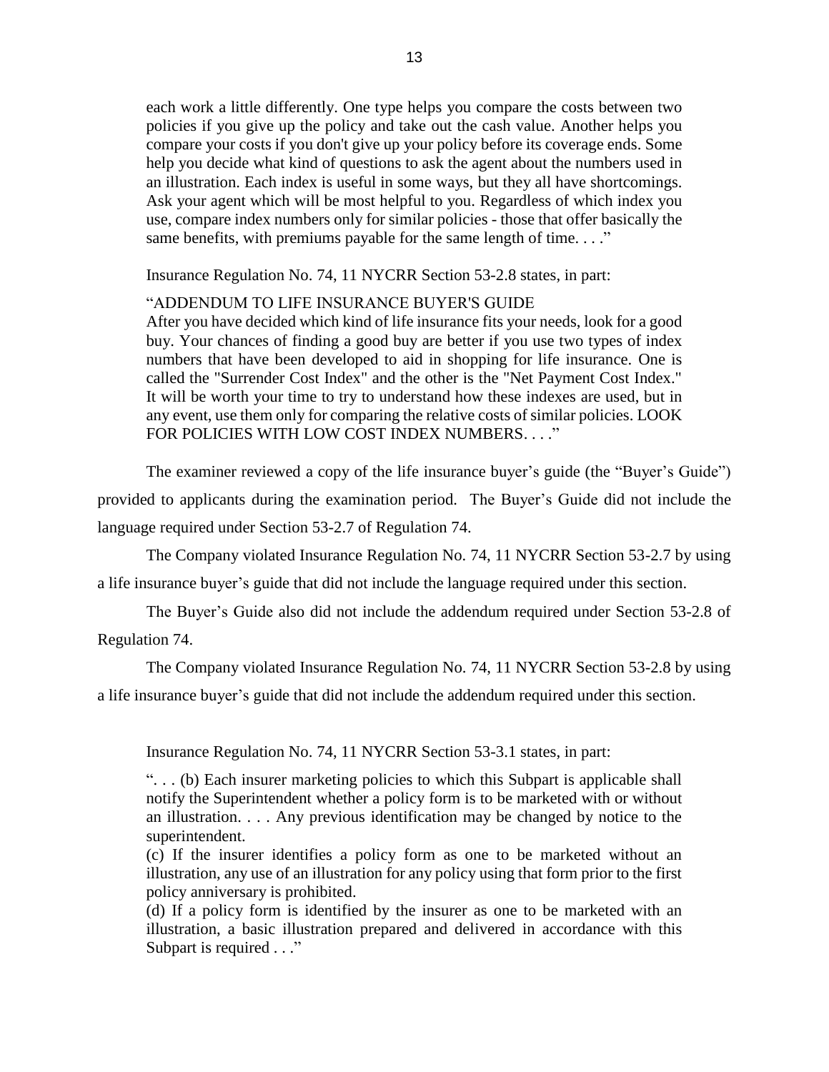> each work a little differently. One type helps you compare the costs between two policies if you give up the policy and take out the cash value. Another helps you compare your costs if you don't give up your policy before its coverage ends. Some help you decide what kind of questions to ask the agent about the numbers used in an illustration. Each index is useful in some ways, but they all have shortcomings. Ask your agent which will be most helpful to you. Regardless of which index you use, compare index numbers only for similar policies - those that offer basically the same benefits, with premiums payable for the same length of time. . . ."

Insurance Regulation No. 74, 11 NYCRR Section 53-2.8 states, in part:

> "ADDENDUM TO LIFE INSURANCE BUYER'S GUIDE
> After you have decided which kind of life insurance fits your needs, look for a good buy. Your chances of finding a good buy are better if you use two types of index numbers that have been developed to aid in shopping for life insurance. One is called the "Surrender Cost Index" and the other is the "Net Payment Cost Index." It will be worth your time to try to understand how these indexes are used, but in any event, use them only for comparing the relative costs of similar policies. LOOK FOR POLICIES WITH LOW COST INDEX NUMBERS. . . ."

The examiner reviewed a copy of the life insurance buyer's guide (the "Buyer's Guide") provided to applicants during the examination period. The Buyer's Guide did not include the language required under Section 53-2.7 of Regulation 74.

The Company violated Insurance Regulation No. 74, 11 NYCRR Section 53-2.7 by using a life insurance buyer's guide that did not include the language required under this section.

The Buyer's Guide also did not include the addendum required under Section 53-2.8 of Regulation 74.

The Company violated Insurance Regulation No. 74, 11 NYCRR Section 53-2.8 by using a life insurance buyer's guide that did not include the addendum required under this section.

Insurance Regulation No. 74, 11 NYCRR Section 53-3.1 states, in part:

> ". . . (b) Each insurer marketing policies to which this Subpart is applicable shall notify the Superintendent whether a policy form is to be marketed with or without an illustration. . . . Any previous identification may be changed by notice to the superintendent.
>
> (c) If the insurer identifies a policy form as one to be marketed without an illustration, any use of an illustration for any policy using that form prior to the first policy anniversary is prohibited.
>
> (d) If a policy form is identified by the insurer as one to be marketed with an illustration, a basic illustration prepared and delivered in accordance with this Subpart is required . . ."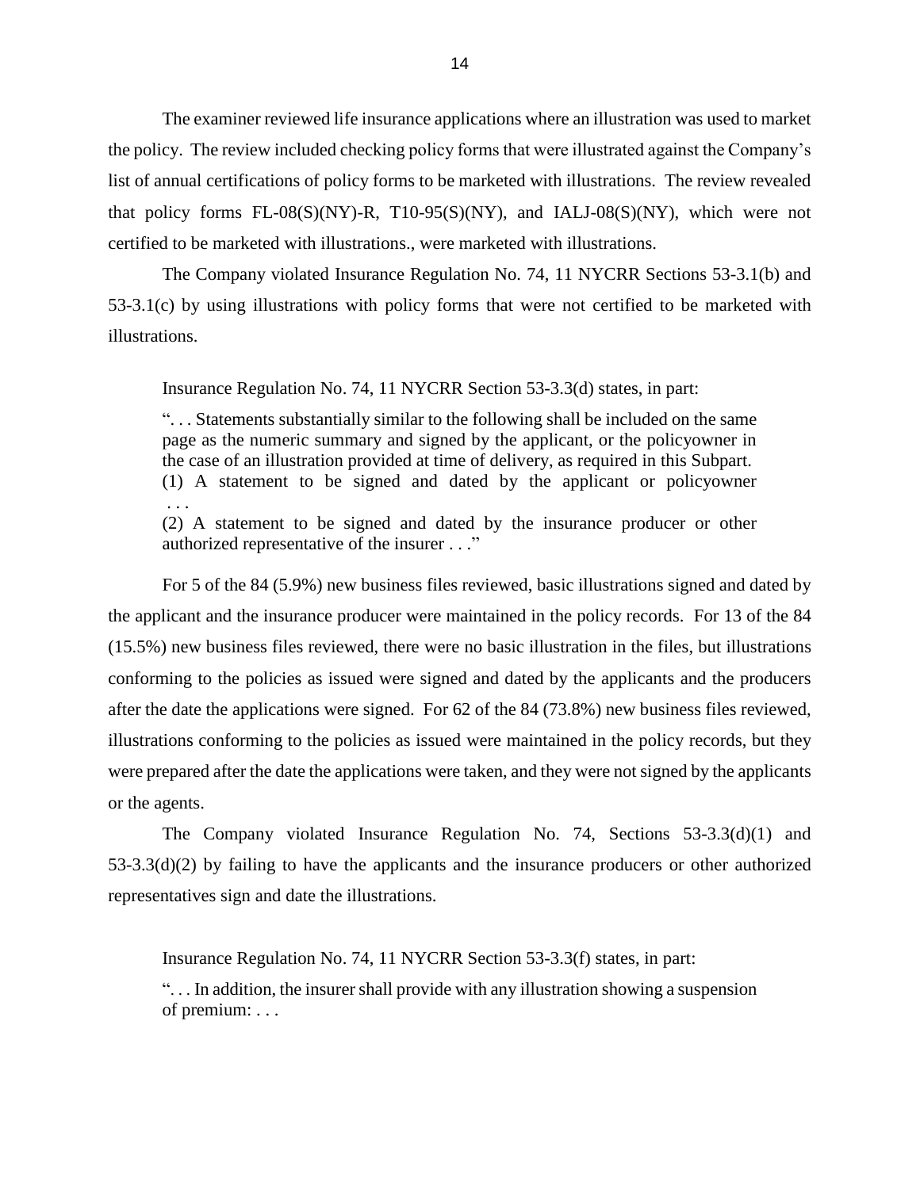The examiner reviewed life insurance applications where an illustration was used to market the policy. The review included checking policy forms that were illustrated against the Company's list of annual certifications of policy forms to be marketed with illustrations. The review revealed that policy forms FL-08(S)(NY)-R, T10-95(S)(NY), and IALJ-08(S)(NY), which were not certified to be marketed with illustrations., were marketed with illustrations.

The Company violated Insurance Regulation No. 74, 11 NYCRR Sections 53-3.1(b) and 53-3.1(c) by using illustrations with policy forms that were not certified to be marketed with illustrations.

Insurance Regulation No. 74, 11 NYCRR Section 53-3.3(d) states, in part:

> ". . . Statements substantially similar to the following shall be included on the same page as the numeric summary and signed by the applicant, or the policyowner in the case of an illustration provided at time of delivery, as required in this Subpart.
> (1) A statement to be signed and dated by the applicant or policyowner . . .
> (2) A statement to be signed and dated by the insurance producer or other authorized representative of the insurer . . ."

For 5 of the 84 (5.9%) new business files reviewed, basic illustrations signed and dated by the applicant and the insurance producer were maintained in the policy records. For 13 of the 84 (15.5%) new business files reviewed, there were no basic illustration in the files, but illustrations conforming to the policies as issued were signed and dated by the applicants and the producers after the date the applications were signed. For 62 of the 84 (73.8%) new business files reviewed, illustrations conforming to the policies as issued were maintained in the policy records, but they were prepared after the date the applications were taken, and they were not signed by the applicants or the agents.

The Company violated Insurance Regulation No. 74, Sections 53-3.3(d)(1) and 53-3.3(d)(2) by failing to have the applicants and the insurance producers or other authorized representatives sign and date the illustrations.

Insurance Regulation No. 74, 11 NYCRR Section 53-3.3(f) states, in part:

> ". . . In addition, the insurer shall provide with any illustration showing a suspension of premium: . . .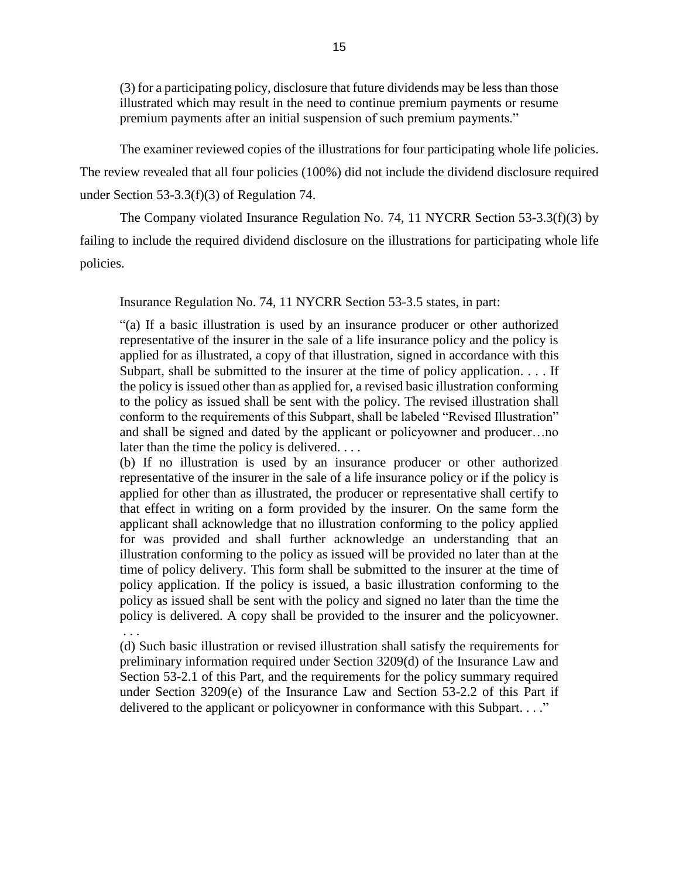> (3) for a participating policy, disclosure that future dividends may be less than those illustrated which may result in the need to continue premium payments or resume premium payments after an initial suspension of such premium payments."

The examiner reviewed copies of the illustrations for four participating whole life policies. The review revealed that all four policies (100%) did not include the dividend disclosure required under Section 53-3.3(f)(3) of Regulation 74.

The Company violated Insurance Regulation No. 74, 11 NYCRR Section 53-3.3(f)(3) by failing to include the required dividend disclosure on the illustrations for participating whole life policies.

Insurance Regulation No. 74, 11 NYCRR Section 53-3.5 states, in part:

> "(a) If a basic illustration is used by an insurance producer or other authorized representative of the insurer in the sale of a life insurance policy and the policy is applied for as illustrated, a copy of that illustration, signed in accordance with this Subpart, shall be submitted to the insurer at the time of policy application. . . . If the policy is issued other than as applied for, a revised basic illustration conforming to the policy as issued shall be sent with the policy. The revised illustration shall conform to the requirements of this Subpart, shall be labeled "Revised Illustration" and shall be signed and dated by the applicant or policyowner and producer…no later than the time the policy is delivered. . . .
>
> (b) If no illustration is used by an insurance producer or other authorized representative of the insurer in the sale of a life insurance policy or if the policy is applied for other than as illustrated, the producer or representative shall certify to that effect in writing on a form provided by the insurer. On the same form the applicant shall acknowledge that no illustration conforming to the policy applied for was provided and shall further acknowledge an understanding that an illustration conforming to the policy as issued will be provided no later than at the time of policy delivery. This form shall be submitted to the insurer at the time of policy application. If the policy is issued, a basic illustration conforming to the policy as issued shall be sent with the policy and signed no later than the time the policy is delivered. A copy shall be provided to the insurer and the policyowner. . . .
>
> (d) Such basic illustration or revised illustration shall satisfy the requirements for preliminary information required under Section 3209(d) of the Insurance Law and Section 53-2.1 of this Part, and the requirements for the policy summary required under Section 3209(e) of the Insurance Law and Section 53-2.2 of this Part if delivered to the applicant or policyowner in conformance with this Subpart. . . ."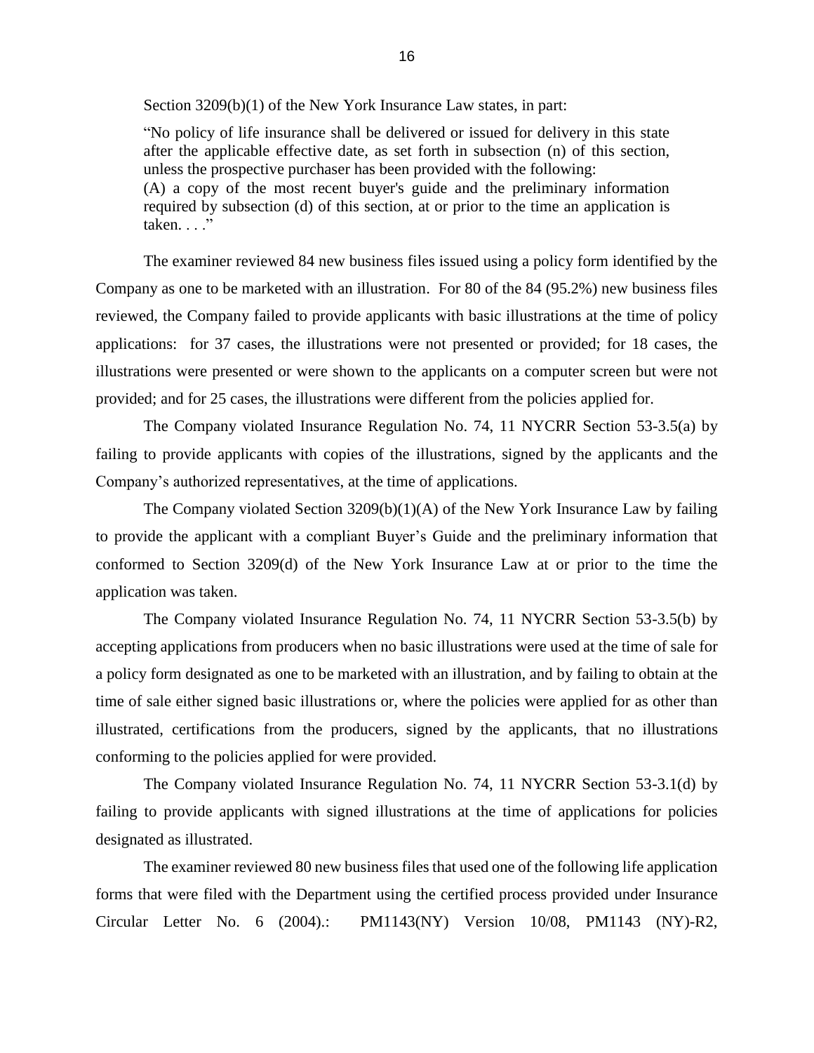Section 3209(b)(1) of the New York Insurance Law states, in part:

> "No policy of life insurance shall be delivered or issued for delivery in this state after the applicable effective date, as set forth in subsection (n) of this section, unless the prospective purchaser has been provided with the following:
> (A) a copy of the most recent buyer's guide and the preliminary information required by subsection (d) of this section, at or prior to the time an application is taken. . . ."

The examiner reviewed 84 new business files issued using a policy form identified by the Company as one to be marketed with an illustration. For 80 of the 84 (95.2%) new business files reviewed, the Company failed to provide applicants with basic illustrations at the time of policy applications: for 37 cases, the illustrations were not presented or provided; for 18 cases, the illustrations were presented or were shown to the applicants on a computer screen but were not provided; and for 25 cases, the illustrations were different from the policies applied for.

The Company violated Insurance Regulation No. 74, 11 NYCRR Section 53-3.5(a) by failing to provide applicants with copies of the illustrations, signed by the applicants and the Company's authorized representatives, at the time of applications.

The Company violated Section 3209(b)(1)(A) of the New York Insurance Law by failing to provide the applicant with a compliant Buyer's Guide and the preliminary information that conformed to Section 3209(d) of the New York Insurance Law at or prior to the time the application was taken.

The Company violated Insurance Regulation No. 74, 11 NYCRR Section 53-3.5(b) by accepting applications from producers when no basic illustrations were used at the time of sale for a policy form designated as one to be marketed with an illustration, and by failing to obtain at the time of sale either signed basic illustrations or, where the policies were applied for as other than illustrated, certifications from the producers, signed by the applicants, that no illustrations conforming to the policies applied for were provided.

The Company violated Insurance Regulation No. 74, 11 NYCRR Section 53-3.1(d) by failing to provide applicants with signed illustrations at the time of applications for policies designated as illustrated.

The examiner reviewed 80 new business files that used one of the following life application forms that were filed with the Department using the certified process provided under Insurance Circular Letter No. 6 (2004).: PM1143(NY) Version 10/08, PM1143 (NY)-R2,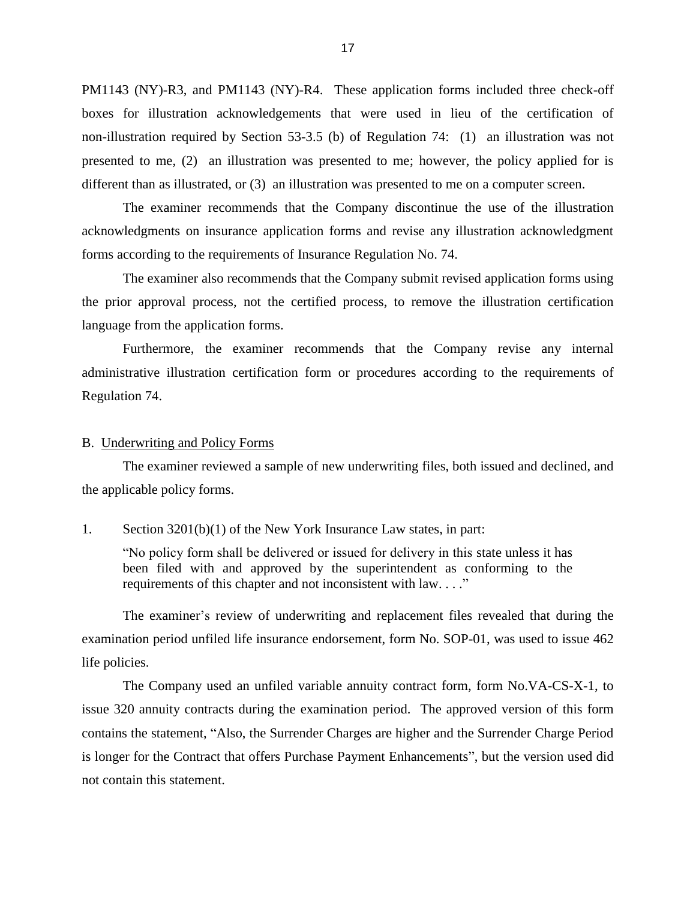PM1143 (NY)-R3, and PM1143 (NY)-R4. These application forms included three check-off boxes for illustration acknowledgements that were used in lieu of the certification of non-illustration required by Section 53-3.5 (b) of Regulation 74: (1) an illustration was not presented to me, (2) an illustration was presented to me; however, the policy applied for is different than as illustrated, or (3) an illustration was presented to me on a computer screen.

The examiner recommends that the Company discontinue the use of the illustration acknowledgments on insurance application forms and revise any illustration acknowledgment forms according to the requirements of Insurance Regulation No. 74.

The examiner also recommends that the Company submit revised application forms using the prior approval process, not the certified process, to remove the illustration certification language from the application forms.

Furthermore, the examiner recommends that the Company revise any internal administrative illustration certification form or procedures according to the requirements of Regulation 74.

B. Underwriting and Policy Forms

The examiner reviewed a sample of new underwriting files, both issued and declined, and the applicable policy forms.

1. Section 3201(b)(1) of the New York Insurance Law states, in part:

> "No policy form shall be delivered or issued for delivery in this state unless it has been filed with and approved by the superintendent as conforming to the requirements of this chapter and not inconsistent with law. . . ."

The examiner's review of underwriting and replacement files revealed that during the examination period unfiled life insurance endorsement, form No. SOP-01, was used to issue 462 life policies.

The Company used an unfiled variable annuity contract form, form No.VA-CS-X-1, to issue 320 annuity contracts during the examination period. The approved version of this form contains the statement, "Also, the Surrender Charges are higher and the Surrender Charge Period is longer for the Contract that offers Purchase Payment Enhancements", but the version used did not contain this statement.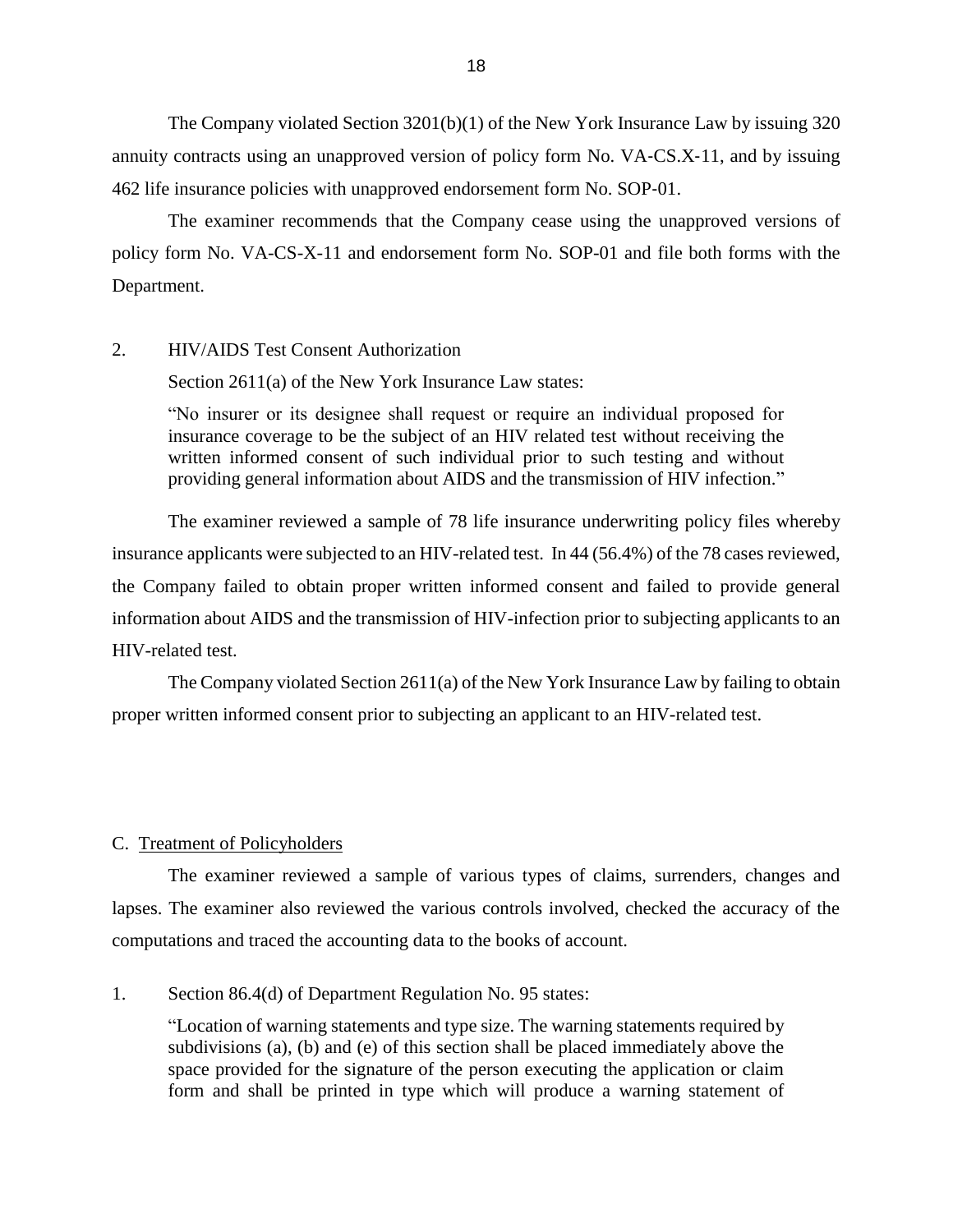The Company violated Section 3201(b)(1) of the New York Insurance Law by issuing 320 annuity contracts using an unapproved version of policy form No. VA-CS.X-11, and by issuing 462 life insurance policies with unapproved endorsement form No. SOP-01.

The examiner recommends that the Company cease using the unapproved versions of policy form No. VA-CS-X-11 and endorsement form No. SOP-01 and file both forms with the Department.

2. HIV/AIDS Test Consent Authorization

Section 2611(a) of the New York Insurance Law states:

> "No insurer or its designee shall request or require an individual proposed for insurance coverage to be the subject of an HIV related test without receiving the written informed consent of such individual prior to such testing and without providing general information about AIDS and the transmission of HIV infection."

The examiner reviewed a sample of 78 life insurance underwriting policy files whereby insurance applicants were subjected to an HIV-related test. In 44 (56.4%) of the 78 cases reviewed, the Company failed to obtain proper written informed consent and failed to provide general information about AIDS and the transmission of HIV-infection prior to subjecting applicants to an HIV-related test.

The Company violated Section 2611(a) of the New York Insurance Law by failing to obtain proper written informed consent prior to subjecting an applicant to an HIV-related test.

## C. Treatment of Policyholders

The examiner reviewed a sample of various types of claims, surrenders, changes and lapses. The examiner also reviewed the various controls involved, checked the accuracy of the computations and traced the accounting data to the books of account.

1. Section 86.4(d) of Department Regulation No. 95 states:

> "Location of warning statements and type size. The warning statements required by subdivisions (a), (b) and (e) of this section shall be placed immediately above the space provided for the signature of the person executing the application or claim form and shall be printed in type which will produce a warning statement of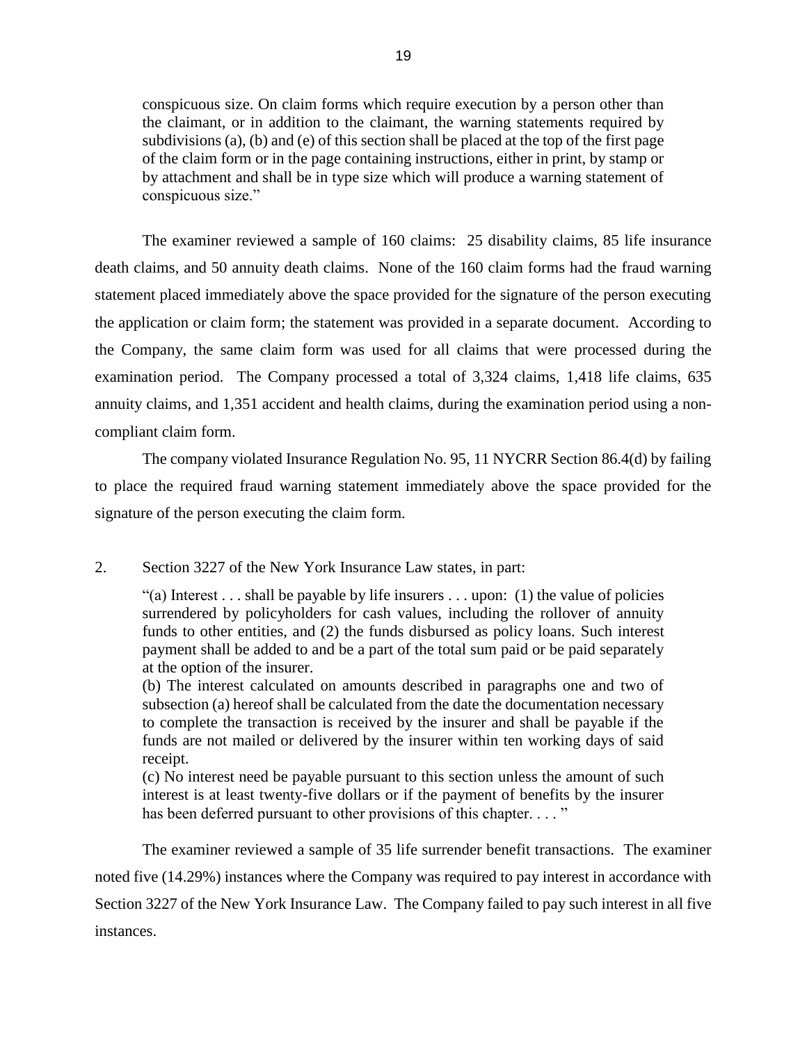> conspicuous size. On claim forms which require execution by a person other than the claimant, or in addition to the claimant, the warning statements required by subdivisions (a), (b) and (e) of this section shall be placed at the top of the first page of the claim form or in the page containing instructions, either in print, by stamp or by attachment and shall be in type size which will produce a warning statement of conspicuous size."

The examiner reviewed a sample of 160 claims: 25 disability claims, 85 life insurance death claims, and 50 annuity death claims. None of the 160 claim forms had the fraud warning statement placed immediately above the space provided for the signature of the person executing the application or claim form; the statement was provided in a separate document. According to the Company, the same claim form was used for all claims that were processed during the examination period. The Company processed a total of 3,324 claims, 1,418 life claims, 635 annuity claims, and 1,351 accident and health claims, during the examination period using a non-compliant claim form.

The company violated Insurance Regulation No. 95, 11 NYCRR Section 86.4(d) by failing to place the required fraud warning statement immediately above the space provided for the signature of the person executing the claim form.

2. Section 3227 of the New York Insurance Law states, in part:

> "(a) Interest . . . shall be payable by life insurers . . . upon: (1) the value of policies surrendered by policyholders for cash values, including the rollover of annuity funds to other entities, and (2) the funds disbursed as policy loans. Such interest payment shall be added to and be a part of the total sum paid or be paid separately at the option of the insurer.
>
> (b) The interest calculated on amounts described in paragraphs one and two of subsection (a) hereof shall be calculated from the date the documentation necessary to complete the transaction is received by the insurer and shall be payable if the funds are not mailed or delivered by the insurer within ten working days of said receipt.
>
> (c) No interest need be payable pursuant to this section unless the amount of such interest is at least twenty-five dollars or if the payment of benefits by the insurer has been deferred pursuant to other provisions of this chapter. . . . "

The examiner reviewed a sample of 35 life surrender benefit transactions. The examiner noted five (14.29%) instances where the Company was required to pay interest in accordance with Section 3227 of the New York Insurance Law. The Company failed to pay such interest in all five instances.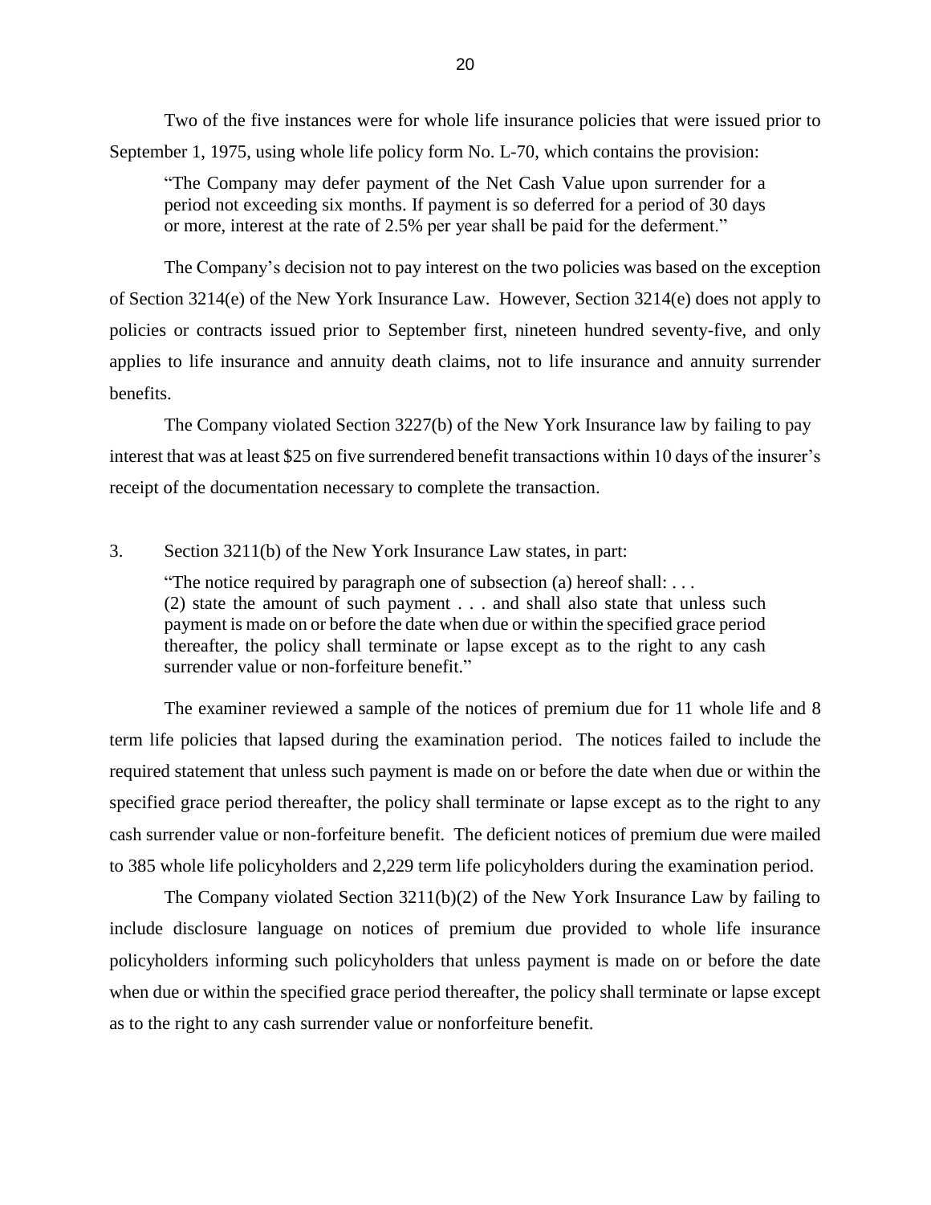Two of the five instances were for whole life insurance policies that were issued prior to September 1, 1975, using whole life policy form No. L-70, which contains the provision:

> "The Company may defer payment of the Net Cash Value upon surrender for a period not exceeding six months. If payment is so deferred for a period of 30 days or more, interest at the rate of 2.5% per year shall be paid for the deferment."

The Company's decision not to pay interest on the two policies was based on the exception of Section 3214(e) of the New York Insurance Law. However, Section 3214(e) does not apply to policies or contracts issued prior to September first, nineteen hundred seventy-five, and only applies to life insurance and annuity death claims, not to life insurance and annuity surrender benefits.

The Company violated Section 3227(b) of the New York Insurance law by failing to pay interest that was at least $25 on five surrendered benefit transactions within 10 days of the insurer's receipt of the documentation necessary to complete the transaction.

3. Section 3211(b) of the New York Insurance Law states, in part:

> "The notice required by paragraph one of subsection (a) hereof shall: . . .
> (2) state the amount of such payment . . . and shall also state that unless such payment is made on or before the date when due or within the specified grace period thereafter, the policy shall terminate or lapse except as to the right to any cash surrender value or non-forfeiture benefit."

The examiner reviewed a sample of the notices of premium due for 11 whole life and 8 term life policies that lapsed during the examination period. The notices failed to include the required statement that unless such payment is made on or before the date when due or within the specified grace period thereafter, the policy shall terminate or lapse except as to the right to any cash surrender value or non-forfeiture benefit. The deficient notices of premium due were mailed to 385 whole life policyholders and 2,229 term life policyholders during the examination period.

The Company violated Section 3211(b)(2) of the New York Insurance Law by failing to include disclosure language on notices of premium due provided to whole life insurance policyholders informing such policyholders that unless payment is made on or before the date when due or within the specified grace period thereafter, the policy shall terminate or lapse except as to the right to any cash surrender value or nonforfeiture benefit.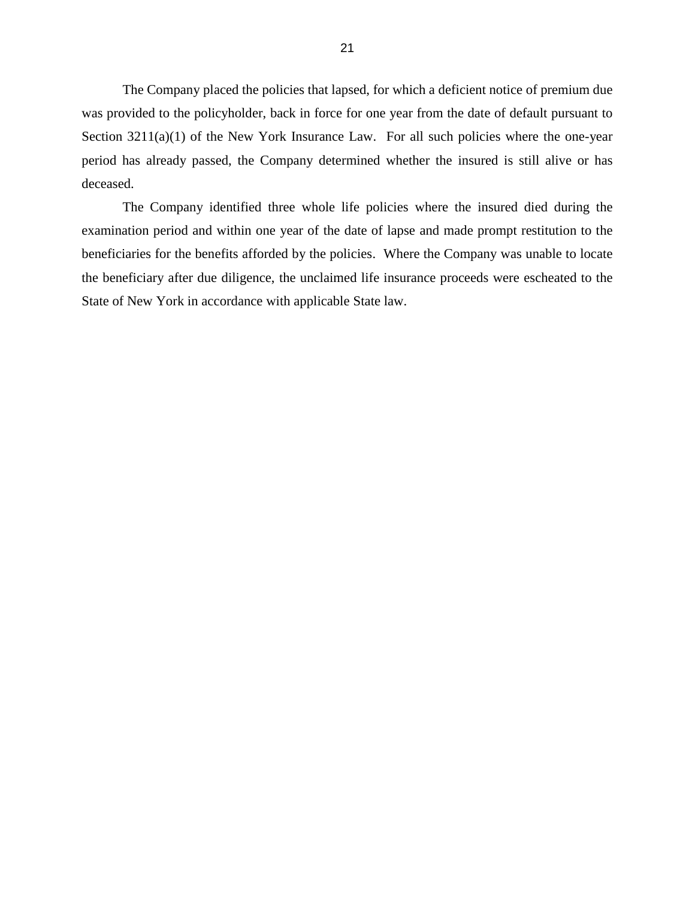The Company placed the policies that lapsed, for which a deficient notice of premium due was provided to the policyholder, back in force for one year from the date of default pursuant to Section 3211(a)(1) of the New York Insurance Law. For all such policies where the one-year period has already passed, the Company determined whether the insured is still alive or has deceased.

The Company identified three whole life policies where the insured died during the examination period and within one year of the date of lapse and made prompt restitution to the beneficiaries for the benefits afforded by the policies. Where the Company was unable to locate the beneficiary after due diligence, the unclaimed life insurance proceeds were escheated to the State of New York in accordance with applicable State law.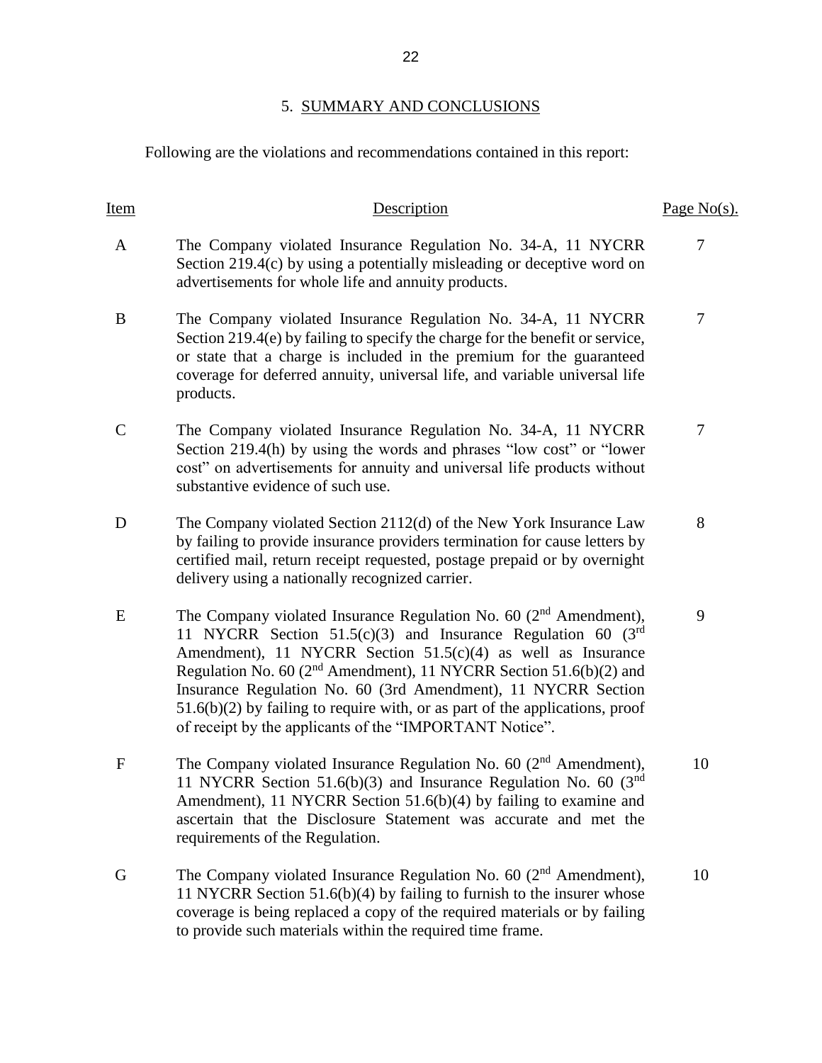## 5. SUMMARY AND CONCLUSIONS

Following are the violations and recommendations contained in this report:

| Item | Description | Page No(s). |
|---|---|---|
| A | The Company violated Insurance Regulation No. 34-A, 11 NYCRR Section 219.4(c) by using a potentially misleading or deceptive word on advertisements for whole life and annuity products. | 7 |
| B | The Company violated Insurance Regulation No. 34-A, 11 NYCRR Section 219.4(e) by failing to specify the charge for the benefit or service, or state that a charge is included in the premium for the guaranteed coverage for deferred annuity, universal life, and variable universal life products. | 7 |
| C | The Company violated Insurance Regulation No. 34-A, 11 NYCRR Section 219.4(h) by using the words and phrases "low cost" or "lower cost" on advertisements for annuity and universal life products without substantive evidence of such use. | 7 |
| D | The Company violated Section 2112(d) of the New York Insurance Law by failing to provide insurance providers termination for cause letters by certified mail, return receipt requested, postage prepaid or by overnight delivery using a nationally recognized carrier. | 8 |
| E | The Company violated Insurance Regulation No. 60 (2nd Amendment), 11 NYCRR Section 51.5(c)(3) and Insurance Regulation 60 (3rd Amendment), 11 NYCRR Section 51.5(c)(4) as well as Insurance Regulation No. 60 (2nd Amendment), 11 NYCRR Section 51.6(b)(2) and Insurance Regulation No. 60 (3rd Amendment), 11 NYCRR Section 51.6(b)(2) by failing to require with, or as part of the applications, proof of receipt by the applicants of the "IMPORTANT Notice". | 9 |
| F | The Company violated Insurance Regulation No. 60 (2nd Amendment), 11 NYCRR Section 51.6(b)(3) and Insurance Regulation No. 60 (3nd Amendment), 11 NYCRR Section 51.6(b)(4) by failing to examine and ascertain that the Disclosure Statement was accurate and met the requirements of the Regulation. | 10 |
| G | The Company violated Insurance Regulation No. 60 (2nd Amendment), 11 NYCRR Section 51.6(b)(4) by failing to furnish to the insurer whose coverage is being replaced a copy of the required materials or by failing to provide such materials within the required time frame. | 10 |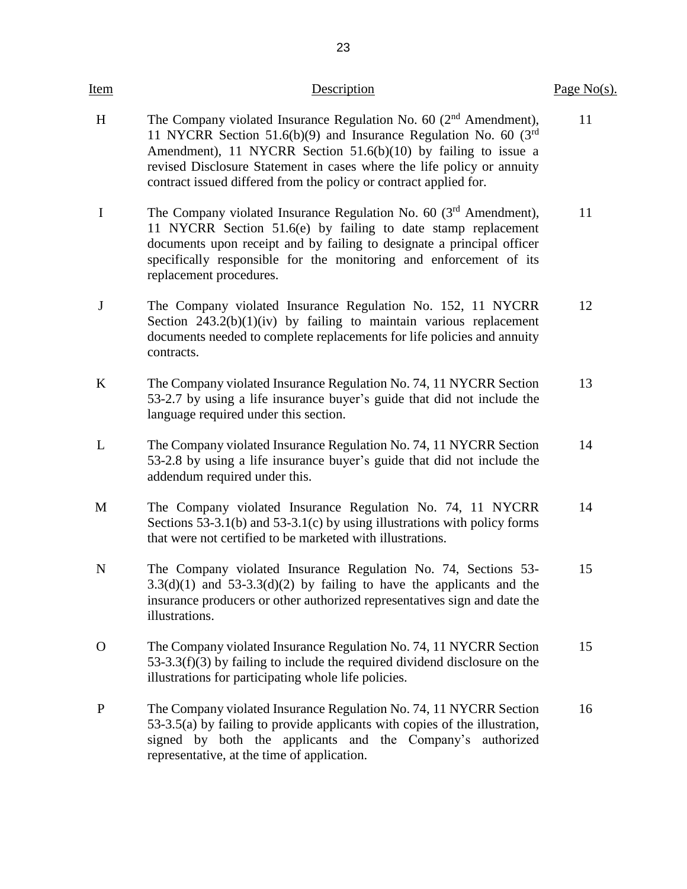| Item | Description | Page No(s). |
|---|---|---|
| H | The Company violated Insurance Regulation No. 60 (2nd Amendment), 11 NYCRR Section 51.6(b)(9) and Insurance Regulation No. 60 (3rd Amendment), 11 NYCRR Section 51.6(b)(10) by failing to issue a revised Disclosure Statement in cases where the life policy or annuity contract issued differed from the policy or contract applied for. | 11 |
| I | The Company violated Insurance Regulation No. 60 (3rd Amendment), 11 NYCRR Section 51.6(e) by failing to date stamp replacement documents upon receipt and by failing to designate a principal officer specifically responsible for the monitoring and enforcement of its replacement procedures. | 11 |
| J | The Company violated Insurance Regulation No. 152, 11 NYCRR Section 243.2(b)(1)(iv) by failing to maintain various replacement documents needed to complete replacements for life policies and annuity contracts. | 12 |
| K | The Company violated Insurance Regulation No. 74, 11 NYCRR Section 53-2.7 by using a life insurance buyer's guide that did not include the language required under this section. | 13 |
| L | The Company violated Insurance Regulation No. 74, 11 NYCRR Section 53-2.8 by using a life insurance buyer's guide that did not include the addendum required under this. | 14 |
| M | The Company violated Insurance Regulation No. 74, 11 NYCRR Sections 53-3.1(b) and 53-3.1(c) by using illustrations with policy forms that were not certified to be marketed with illustrations. | 14 |
| N | The Company violated Insurance Regulation No. 74, Sections 53-3.3(d)(1) and 53-3.3(d)(2) by failing to have the applicants and the insurance producers or other authorized representatives sign and date the illustrations. | 15 |
| O | The Company violated Insurance Regulation No. 74, 11 NYCRR Section 53-3.3(f)(3) by failing to include the required dividend disclosure on the illustrations for participating whole life policies. | 15 |
| P | The Company violated Insurance Regulation No. 74, 11 NYCRR Section 53-3.5(a) by failing to provide applicants with copies of the illustration, signed by both the applicants and the Company's authorized representative, at the time of application. | 16 |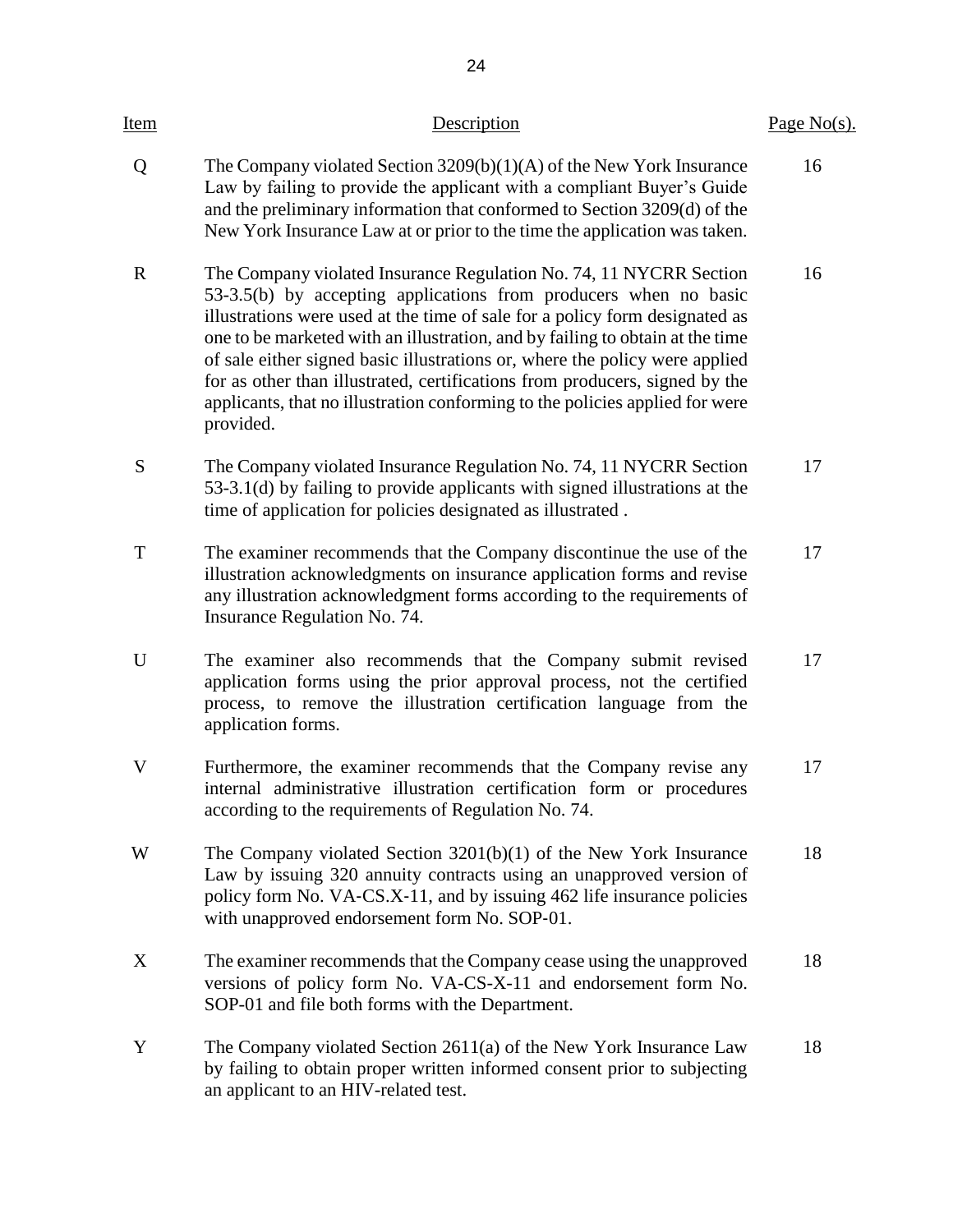| Item | Description | Page No(s). |
| --- | --- | --- |
| Q | The Company violated Section 3209(b)(1)(A) of the New York Insurance Law by failing to provide the applicant with a compliant Buyer's Guide and the preliminary information that conformed to Section 3209(d) of the New York Insurance Law at or prior to the time the application was taken. | 16 |
| R | The Company violated Insurance Regulation No. 74, 11 NYCRR Section 53-3.5(b) by accepting applications from producers when no basic illustrations were used at the time of sale for a policy form designated as one to be marketed with an illustration, and by failing to obtain at the time of sale either signed basic illustrations or, where the policy were applied for as other than illustrated, certifications from producers, signed by the applicants, that no illustration conforming to the policies applied for were provided. | 16 |
| S | The Company violated Insurance Regulation No. 74, 11 NYCRR Section 53-3.1(d) by failing to provide applicants with signed illustrations at the time of application for policies designated as illustrated . | 17 |
| T | The examiner recommends that the Company discontinue the use of the illustration acknowledgments on insurance application forms and revise any illustration acknowledgment forms according to the requirements of Insurance Regulation No. 74. | 17 |
| U | The examiner also recommends that the Company submit revised application forms using the prior approval process, not the certified process, to remove the illustration certification language from the application forms. | 17 |
| V | Furthermore, the examiner recommends that the Company revise any internal administrative illustration certification form or procedures according to the requirements of Regulation No. 74. | 17 |
| W | The Company violated Section 3201(b)(1) of the New York Insurance Law by issuing 320 annuity contracts using an unapproved version of policy form No. VA-CS.X-11, and by issuing 462 life insurance policies with unapproved endorsement form No. SOP-01. | 18 |
| X | The examiner recommends that the Company cease using the unapproved versions of policy form No. VA-CS-X-11 and endorsement form No. SOP-01 and file both forms with the Department. | 18 |
| Y | The Company violated Section 2611(a) of the New York Insurance Law by failing to obtain proper written informed consent prior to subjecting an applicant to an HIV-related test. | 18 |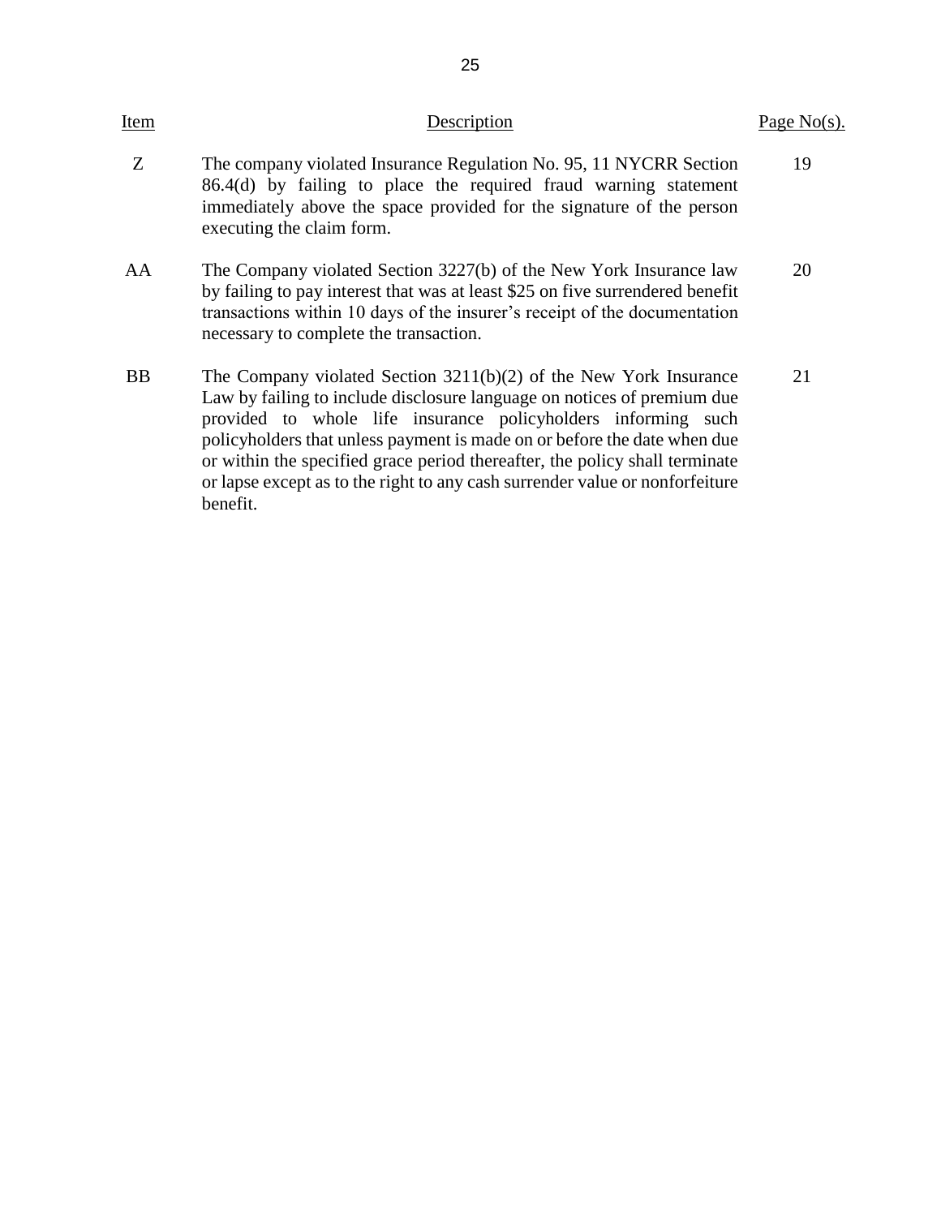| Item | Description | Page No(s). |
| --- | --- | --- |
| Z | The company violated Insurance Regulation No. 95, 11 NYCRR Section 86.4(d) by failing to place the required fraud warning statement immediately above the space provided for the signature of the person executing the claim form. | 19 |
| AA | The Company violated Section 3227(b) of the New York Insurance law by failing to pay interest that was at least $25 on five surrendered benefit transactions within 10 days of the insurer's receipt of the documentation necessary to complete the transaction. | 20 |
| BB | The Company violated Section 3211(b)(2) of the New York Insurance Law by failing to include disclosure language on notices of premium due provided to whole life insurance policyholders informing such policyholders that unless payment is made on or before the date when due or within the specified grace period thereafter, the policy shall terminate or lapse except as to the right to any cash surrender value or nonforfeiture benefit. | 21 |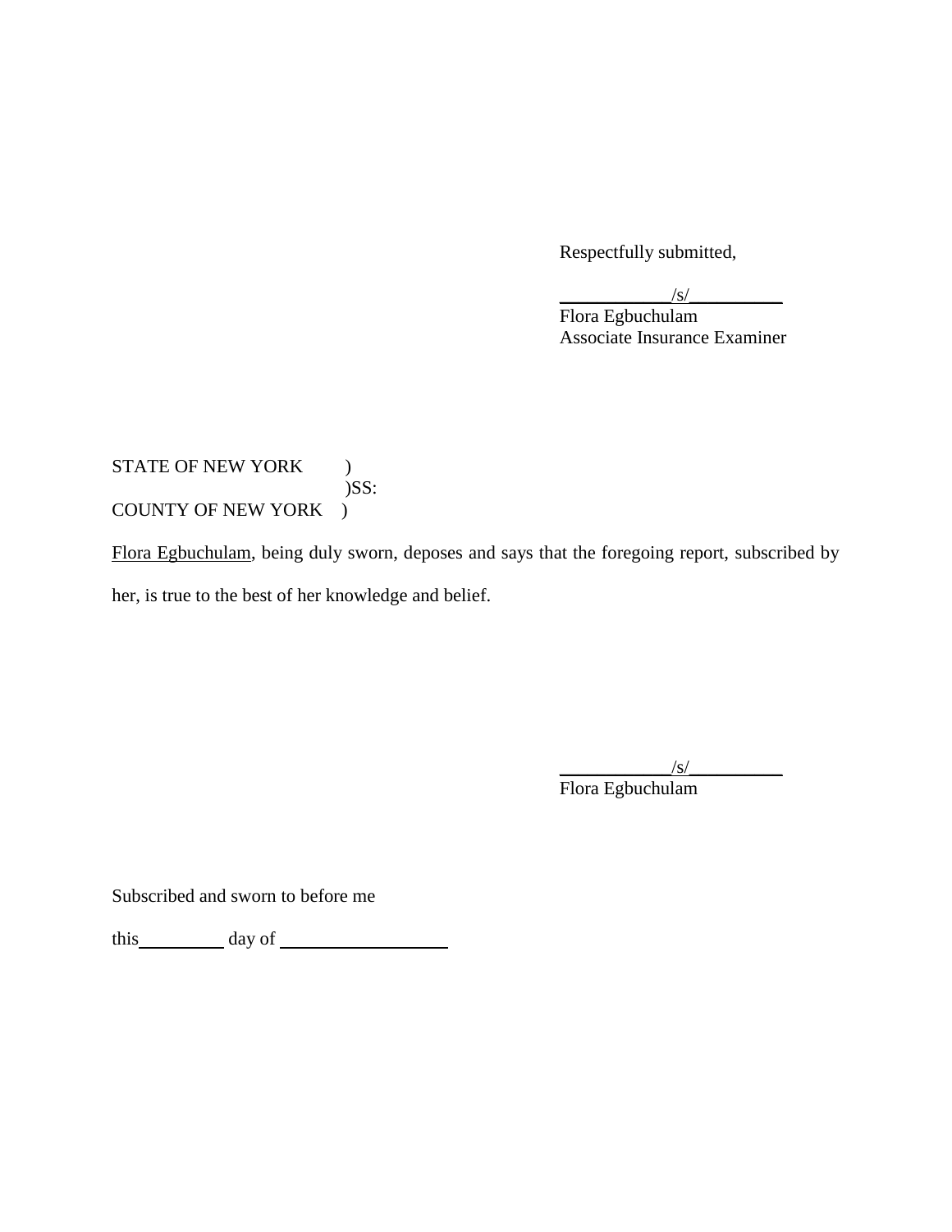Respectfully submitted,

____________/s/__________
Flora Egbuchulam
Associate Insurance Examiner

STATE OF NEW YORK )
)SS:
COUNTY OF NEW YORK )

Flora Egbuchulam, being duly sworn, deposes and says that the foregoing report, subscribed by her, is true to the best of her knowledge and belief.

____________/s/__________
Flora Egbuchulam

Subscribed and sworn to before me

this_________ day of __________________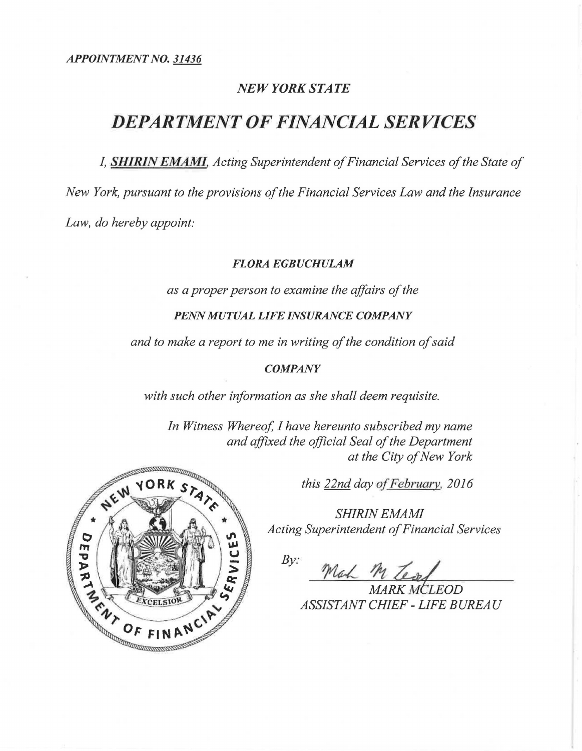*APPOINTMENT NO. 31436*

*NEW YORK STATE*

# *DEPARTMENT OF FINANCIAL SERVICES*

*I, **SHIRIN EMAMI**, Acting Superintendent of Financial Services of the State of New York, pursuant to the provisions of the Financial Services Law and the Insurance Law, do hereby appoint:*

***FLORA EGBUCHULAM***

*as a proper person to examine the affairs of the*

***PENN MUTUAL LIFE INSURANCE COMPANY***

*and to make a report to me in writing of the condition of said*

***COMPANY***

*with such other information as she shall deem requisite.*

*In Witness Whereof, I have hereunto subscribed my name and affixed the official Seal of the Department at the City of New York*

*this 22nd day of February, 2016*

*SHIRIN EMAMI*
*Acting Superintendent of Financial Services*

*By:*

*MARK MCLEOD*
*ASSISTANT CHIEF - LIFE BUREAU*